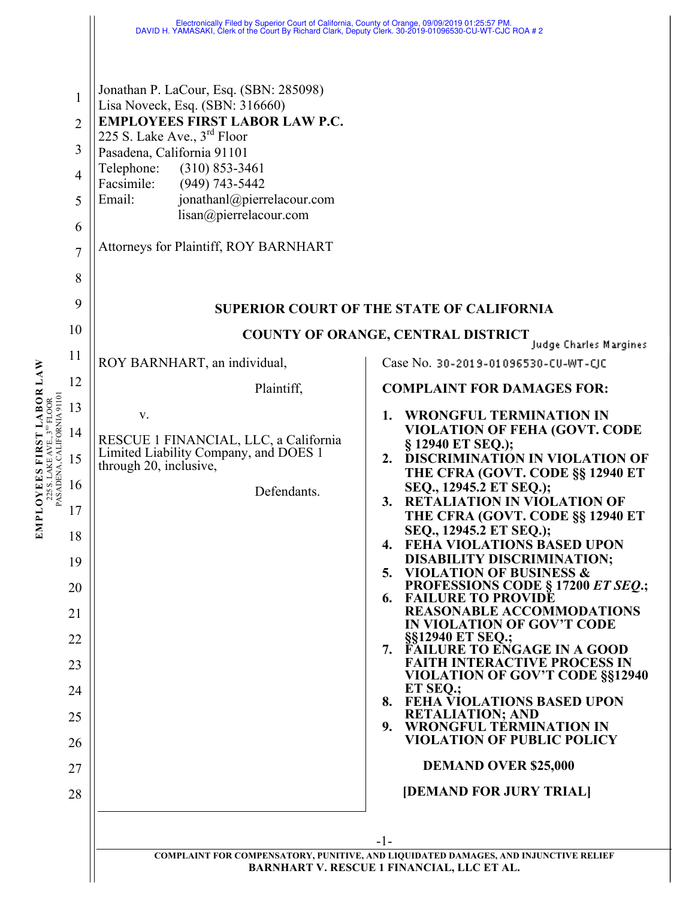Electronically Filed by Superior Court of California, County of Orange, 09/09/2019 01:25:57 PM.
DAVID H. YAMASAKI, Clerk of the Court By Richard Clark, Deputy Clerk. 30-2019-01096530-CU-WT-CJC ROA # 2

Jonathan P. LaCour, Esq. (SBN: 285098)
Lisa Noveck, Esq. (SBN: 316660)
**EMPLOYEES FIRST LABOR LAW P.C.**
225 S. Lake Ave., 3rd Floor
Pasadena, California 91101
Telephone: (310) 853-3461
Facsimile: (949) 743-5442
Email: jonathanl@pierrelacour.com
lisan@pierrelacour.com

Attorneys for Plaintiff, ROY BARNHART

**SUPERIOR COURT OF THE STATE OF CALIFORNIA**

**COUNTY OF ORANGE, CENTRAL DISTRICT**

Judge Charles Margines

ROY BARNHART, an individual,

Plaintiff,

v.

RESCUE 1 FINANCIAL, LLC, a California Limited Liability Company, and DOES 1 through 20, inclusive,

Defendants.

Case No. 30-2019-01096530-CU-WT-CJC

**COMPLAINT FOR DAMAGES FOR:**

1. **WRONGFUL TERMINATION IN VIOLATION OF FEHA (GOVT. CODE § 12940 ET SEQ.);**
2. **DISCRIMINATION IN VIOLATION OF THE CFRA (GOVT. CODE §§ 12940 ET SEQ., 12945.2 ET SEQ.);**
3. **RETALIATION IN VIOLATION OF THE CFRA (GOVT. CODE §§ 12940 ET SEQ., 12945.2 ET SEQ.);**
4. **FEHA VIOLATIONS BASED UPON DISABILITY DISCRIMINATION;**
5. **VIOLATION OF BUSINESS & PROFESSIONS CODE § 17200 *ET SEQ*.;**
6. **FAILURE TO PROVIDE REASONABLE ACCOMMODATIONS IN VIOLATION OF GOV'T CODE §§12940 ET SEQ.;**
7. **FAILURE TO ENGAGE IN A GOOD FAITH INTERACTIVE PROCESS IN VIOLATION OF GOV'T CODE §§12940 ET SEQ.;**
8. **FEHA VIOLATIONS BASED UPON RETALIATION; AND**
9. **WRONGFUL TERMINATION IN VIOLATION OF PUBLIC POLICY**

**DEMAND OVER $25,000**

**[DEMAND FOR JURY TRIAL]**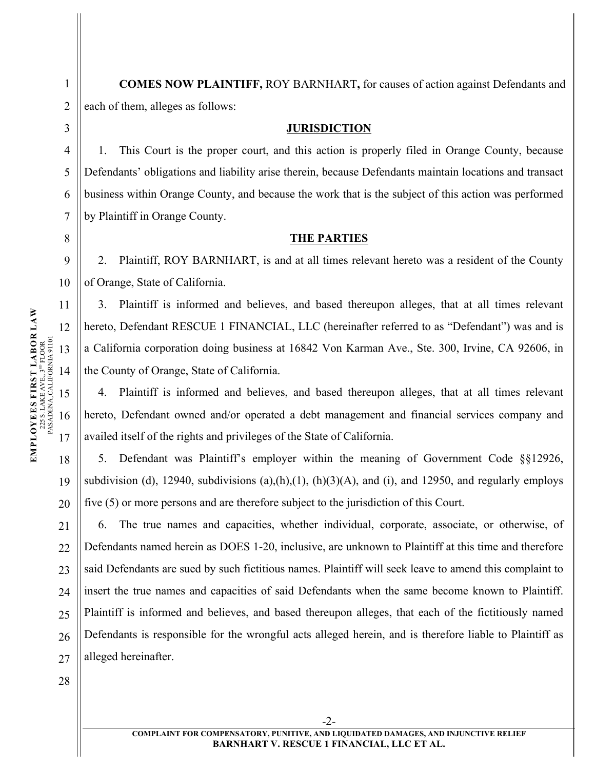**COMES NOW PLAINTIFF,** ROY BARNHART**,** for causes of action against Defendants and each of them, alleges as follows:

## JURISDICTION

1. This Court is the proper court, and this action is properly filed in Orange County, because Defendants' obligations and liability arise therein, because Defendants maintain locations and transact business within Orange County, and because the work that is the subject of this action was performed by Plaintiff in Orange County.

## THE PARTIES

2. Plaintiff, ROY BARNHART, is and at all times relevant hereto was a resident of the County of Orange, State of California.

3. Plaintiff is informed and believes, and based thereupon alleges, that at all times relevant hereto, Defendant RESCUE 1 FINANCIAL, LLC (hereinafter referred to as "Defendant") was and is a California corporation doing business at 16842 Von Karman Ave., Ste. 300, Irvine, CA 92606, in the County of Orange, State of California.

4. Plaintiff is informed and believes, and based thereupon alleges, that at all times relevant hereto, Defendant owned and/or operated a debt management and financial services company and availed itself of the rights and privileges of the State of California.

5. Defendant was Plaintiff's employer within the meaning of Government Code §§12926, subdivision (d), 12940, subdivisions (a),(h),(1), (h)(3)(A), and (i), and 12950, and regularly employs five (5) or more persons and are therefore subject to the jurisdiction of this Court.

6. The true names and capacities, whether individual, corporate, associate, or otherwise, of Defendants named herein as DOES 1-20, inclusive, are unknown to Plaintiff at this time and therefore said Defendants are sued by such fictitious names. Plaintiff will seek leave to amend this complaint to insert the true names and capacities of said Defendants when the same become known to Plaintiff. Plaintiff is informed and believes, and based thereupon alleges, that each of the fictitiously named Defendants is responsible for the wrongful acts alleged herein, and is therefore liable to Plaintiff as alleged hereinafter.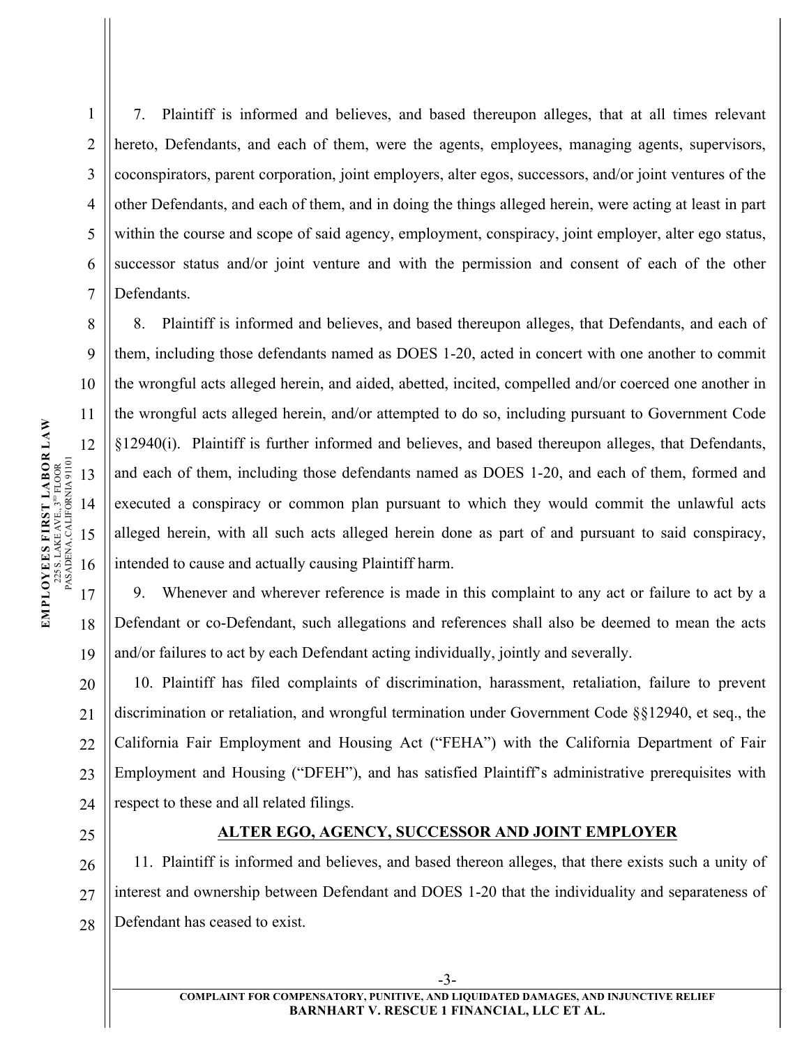7. Plaintiff is informed and believes, and based thereupon alleges, that at all times relevant hereto, Defendants, and each of them, were the agents, employees, managing agents, supervisors, coconspirators, parent corporation, joint employers, alter egos, successors, and/or joint ventures of the other Defendants, and each of them, and in doing the things alleged herein, were acting at least in part within the course and scope of said agency, employment, conspiracy, joint employer, alter ego status, successor status and/or joint venture and with the permission and consent of each of the other Defendants.

8. Plaintiff is informed and believes, and based thereupon alleges, that Defendants, and each of them, including those defendants named as DOES 1-20, acted in concert with one another to commit the wrongful acts alleged herein, and aided, abetted, incited, compelled and/or coerced one another in the wrongful acts alleged herein, and/or attempted to do so, including pursuant to Government Code §12940(i). Plaintiff is further informed and believes, and based thereupon alleges, that Defendants, and each of them, including those defendants named as DOES 1-20, and each of them, formed and executed a conspiracy or common plan pursuant to which they would commit the unlawful acts alleged herein, with all such acts alleged herein done as part of and pursuant to said conspiracy, intended to cause and actually causing Plaintiff harm.

9. Whenever and wherever reference is made in this complaint to any act or failure to act by a Defendant or co-Defendant, such allegations and references shall also be deemed to mean the acts and/or failures to act by each Defendant acting individually, jointly and severally.

10. Plaintiff has filed complaints of discrimination, harassment, retaliation, failure to prevent discrimination or retaliation, and wrongful termination under Government Code §§12940, et seq., the California Fair Employment and Housing Act ("FEHA") with the California Department of Fair Employment and Housing ("DFEH"), and has satisfied Plaintiff's administrative prerequisites with respect to these and all related filings.

**ALTER EGO, AGENCY, SUCCESSOR AND JOINT EMPLOYER**

11. Plaintiff is informed and believes, and based thereon alleges, that there exists such a unity of interest and ownership between Defendant and DOES 1-20 that the individuality and separateness of Defendant has ceased to exist.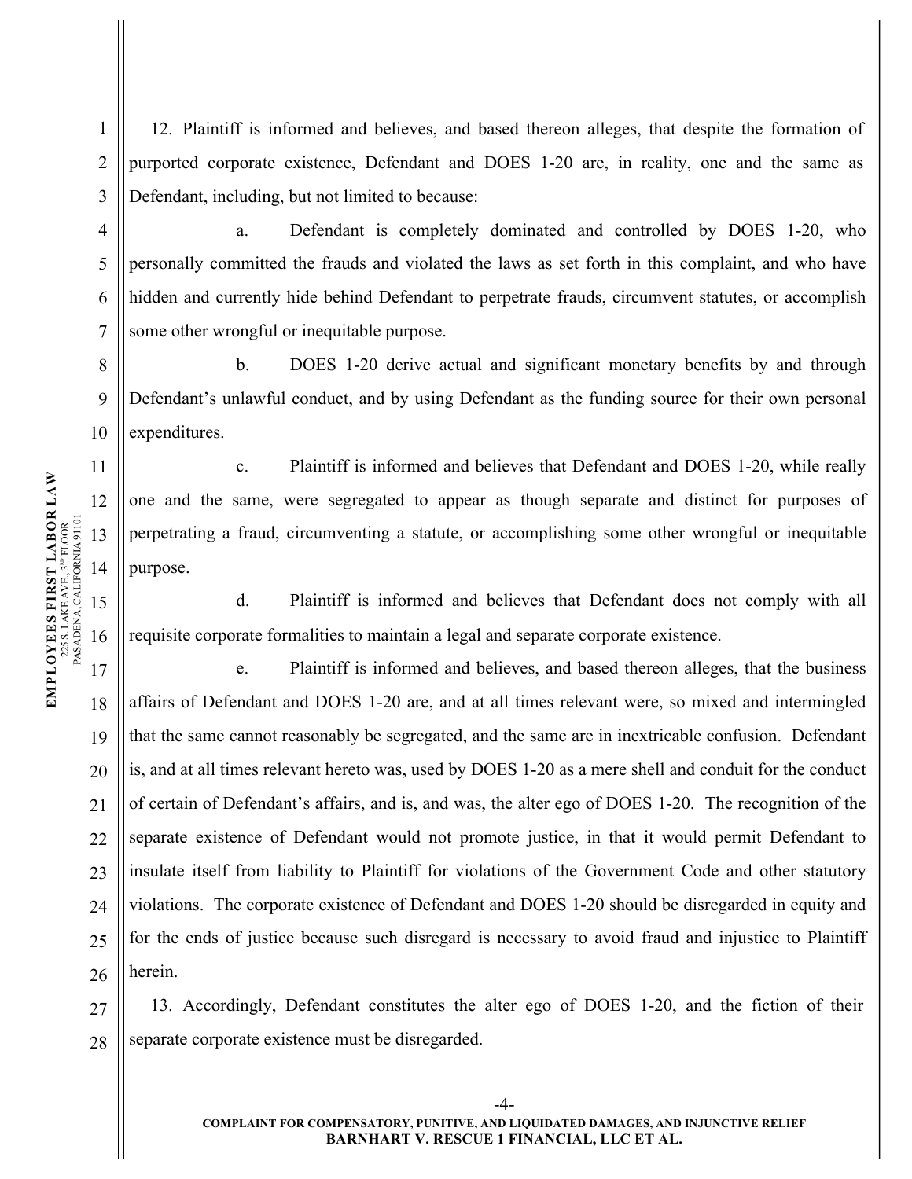12. Plaintiff is informed and believes, and based thereon alleges, that despite the formation of purported corporate existence, Defendant and DOES 1-20 are, in reality, one and the same as Defendant, including, but not limited to because:

a. Defendant is completely dominated and controlled by DOES 1-20, who personally committed the frauds and violated the laws as set forth in this complaint, and who have hidden and currently hide behind Defendant to perpetrate frauds, circumvent statutes, or accomplish some other wrongful or inequitable purpose.

b. DOES 1-20 derive actual and significant monetary benefits by and through Defendant's unlawful conduct, and by using Defendant as the funding source for their own personal expenditures.

c. Plaintiff is informed and believes that Defendant and DOES 1-20, while really one and the same, were segregated to appear as though separate and distinct for purposes of perpetrating a fraud, circumventing a statute, or accomplishing some other wrongful or inequitable purpose.

d. Plaintiff is informed and believes that Defendant does not comply with all requisite corporate formalities to maintain a legal and separate corporate existence.

e. Plaintiff is informed and believes, and based thereon alleges, that the business affairs of Defendant and DOES 1-20 are, and at all times relevant were, so mixed and intermingled that the same cannot reasonably be segregated, and the same are in inextricable confusion. Defendant is, and at all times relevant hereto was, used by DOES 1-20 as a mere shell and conduit for the conduct of certain of Defendant's affairs, and is, and was, the alter ego of DOES 1-20. The recognition of the separate existence of Defendant would not promote justice, in that it would permit Defendant to insulate itself from liability to Plaintiff for violations of the Government Code and other statutory violations. The corporate existence of Defendant and DOES 1-20 should be disregarded in equity and for the ends of justice because such disregard is necessary to avoid fraud and injustice to Plaintiff herein.

13. Accordingly, Defendant constitutes the alter ego of DOES 1-20, and the fiction of their separate corporate existence must be disregarded.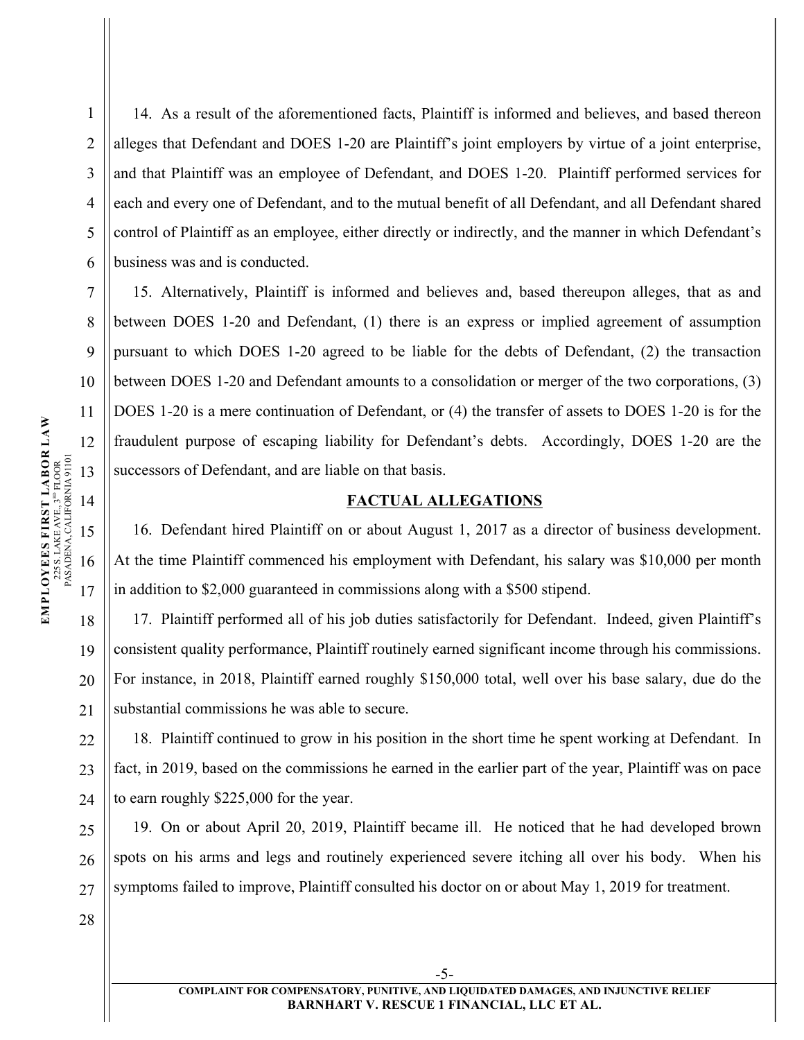14. As a result of the aforementioned facts, Plaintiff is informed and believes, and based thereon alleges that Defendant and DOES 1-20 are Plaintiff's joint employers by virtue of a joint enterprise, and that Plaintiff was an employee of Defendant, and DOES 1-20. Plaintiff performed services for each and every one of Defendant, and to the mutual benefit of all Defendant, and all Defendant shared control of Plaintiff as an employee, either directly or indirectly, and the manner in which Defendant's business was and is conducted.

15. Alternatively, Plaintiff is informed and believes and, based thereupon alleges, that as and between DOES 1-20 and Defendant, (1) there is an express or implied agreement of assumption pursuant to which DOES 1-20 agreed to be liable for the debts of Defendant, (2) the transaction between DOES 1-20 and Defendant amounts to a consolidation or merger of the two corporations, (3) DOES 1-20 is a mere continuation of Defendant, or (4) the transfer of assets to DOES 1-20 is for the fraudulent purpose of escaping liability for Defendant's debts. Accordingly, DOES 1-20 are the successors of Defendant, and are liable on that basis.

## FACTUAL ALLEGATIONS

16. Defendant hired Plaintiff on or about August 1, 2017 as a director of business development. At the time Plaintiff commenced his employment with Defendant, his salary was $10,000 per month in addition to $2,000 guaranteed in commissions along with a $500 stipend.

17. Plaintiff performed all of his job duties satisfactorily for Defendant. Indeed, given Plaintiff's consistent quality performance, Plaintiff routinely earned significant income through his commissions. For instance, in 2018, Plaintiff earned roughly $150,000 total, well over his base salary, due do the substantial commissions he was able to secure.

18. Plaintiff continued to grow in his position in the short time he spent working at Defendant. In fact, in 2019, based on the commissions he earned in the earlier part of the year, Plaintiff was on pace to earn roughly $225,000 for the year.

19. On or about April 20, 2019, Plaintiff became ill. He noticed that he had developed brown spots on his arms and legs and routinely experienced severe itching all over his body. When his symptoms failed to improve, Plaintiff consulted his doctor on or about May 1, 2019 for treatment.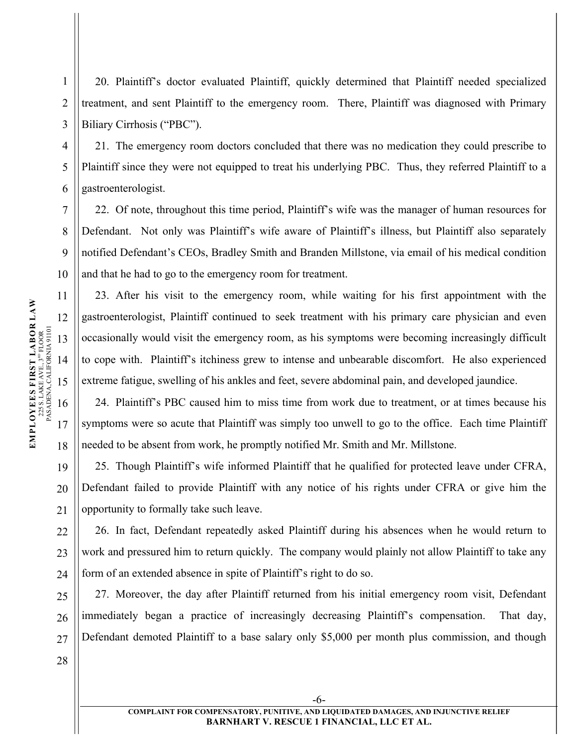20. Plaintiff's doctor evaluated Plaintiff, quickly determined that Plaintiff needed specialized treatment, and sent Plaintiff to the emergency room. There, Plaintiff was diagnosed with Primary Biliary Cirrhosis ("PBC").

21. The emergency room doctors concluded that there was no medication they could prescribe to Plaintiff since they were not equipped to treat his underlying PBC. Thus, they referred Plaintiff to a gastroenterologist.

22. Of note, throughout this time period, Plaintiff's wife was the manager of human resources for Defendant. Not only was Plaintiff's wife aware of Plaintiff's illness, but Plaintiff also separately notified Defendant's CEOs, Bradley Smith and Branden Millstone, via email of his medical condition and that he had to go to the emergency room for treatment.

23. After his visit to the emergency room, while waiting for his first appointment with the gastroenterologist, Plaintiff continued to seek treatment with his primary care physician and even occasionally would visit the emergency room, as his symptoms were becoming increasingly difficult to cope with. Plaintiff's itchiness grew to intense and unbearable discomfort. He also experienced extreme fatigue, swelling of his ankles and feet, severe abdominal pain, and developed jaundice.

24. Plaintiff's PBC caused him to miss time from work due to treatment, or at times because his symptoms were so acute that Plaintiff was simply too unwell to go to the office. Each time Plaintiff needed to be absent from work, he promptly notified Mr. Smith and Mr. Millstone.

25. Though Plaintiff's wife informed Plaintiff that he qualified for protected leave under CFRA, Defendant failed to provide Plaintiff with any notice of his rights under CFRA or give him the opportunity to formally take such leave.

26. In fact, Defendant repeatedly asked Plaintiff during his absences when he would return to work and pressured him to return quickly. The company would plainly not allow Plaintiff to take any form of an extended absence in spite of Plaintiff's right to do so.

27. Moreover, the day after Plaintiff returned from his initial emergency room visit, Defendant immediately began a practice of increasingly decreasing Plaintiff's compensation. That day, Defendant demoted Plaintiff to a base salary only $5,000 per month plus commission, and though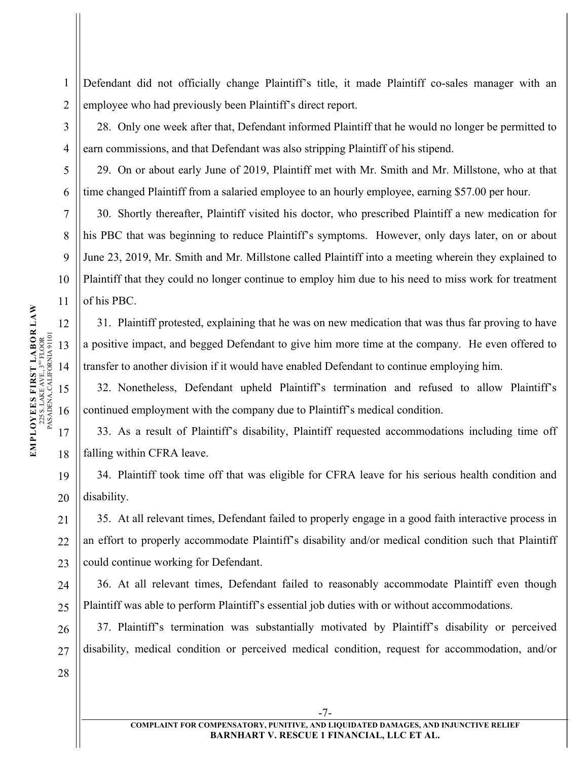Defendant did not officially change Plaintiff's title, it made Plaintiff co-sales manager with an employee who had previously been Plaintiff's direct report.

28. Only one week after that, Defendant informed Plaintiff that he would no longer be permitted to earn commissions, and that Defendant was also stripping Plaintiff of his stipend.

29. On or about early June of 2019, Plaintiff met with Mr. Smith and Mr. Millstone, who at that time changed Plaintiff from a salaried employee to an hourly employee, earning $57.00 per hour.

30. Shortly thereafter, Plaintiff visited his doctor, who prescribed Plaintiff a new medication for his PBC that was beginning to reduce Plaintiff's symptoms. However, only days later, on or about June 23, 2019, Mr. Smith and Mr. Millstone called Plaintiff into a meeting wherein they explained to Plaintiff that they could no longer continue to employ him due to his need to miss work for treatment of his PBC.

31. Plaintiff protested, explaining that he was on new medication that was thus far proving to have a positive impact, and begged Defendant to give him more time at the company. He even offered to transfer to another division if it would have enabled Defendant to continue employing him.

32. Nonetheless, Defendant upheld Plaintiff's termination and refused to allow Plaintiff's continued employment with the company due to Plaintiff's medical condition.

33. As a result of Plaintiff's disability, Plaintiff requested accommodations including time off falling within CFRA leave.

34. Plaintiff took time off that was eligible for CFRA leave for his serious health condition and disability.

35. At all relevant times, Defendant failed to properly engage in a good faith interactive process in an effort to properly accommodate Plaintiff's disability and/or medical condition such that Plaintiff could continue working for Defendant.

36. At all relevant times, Defendant failed to reasonably accommodate Plaintiff even though Plaintiff was able to perform Plaintiff's essential job duties with or without accommodations.

37. Plaintiff's termination was substantially motivated by Plaintiff's disability or perceived disability, medical condition or perceived medical condition, request for accommodation, and/or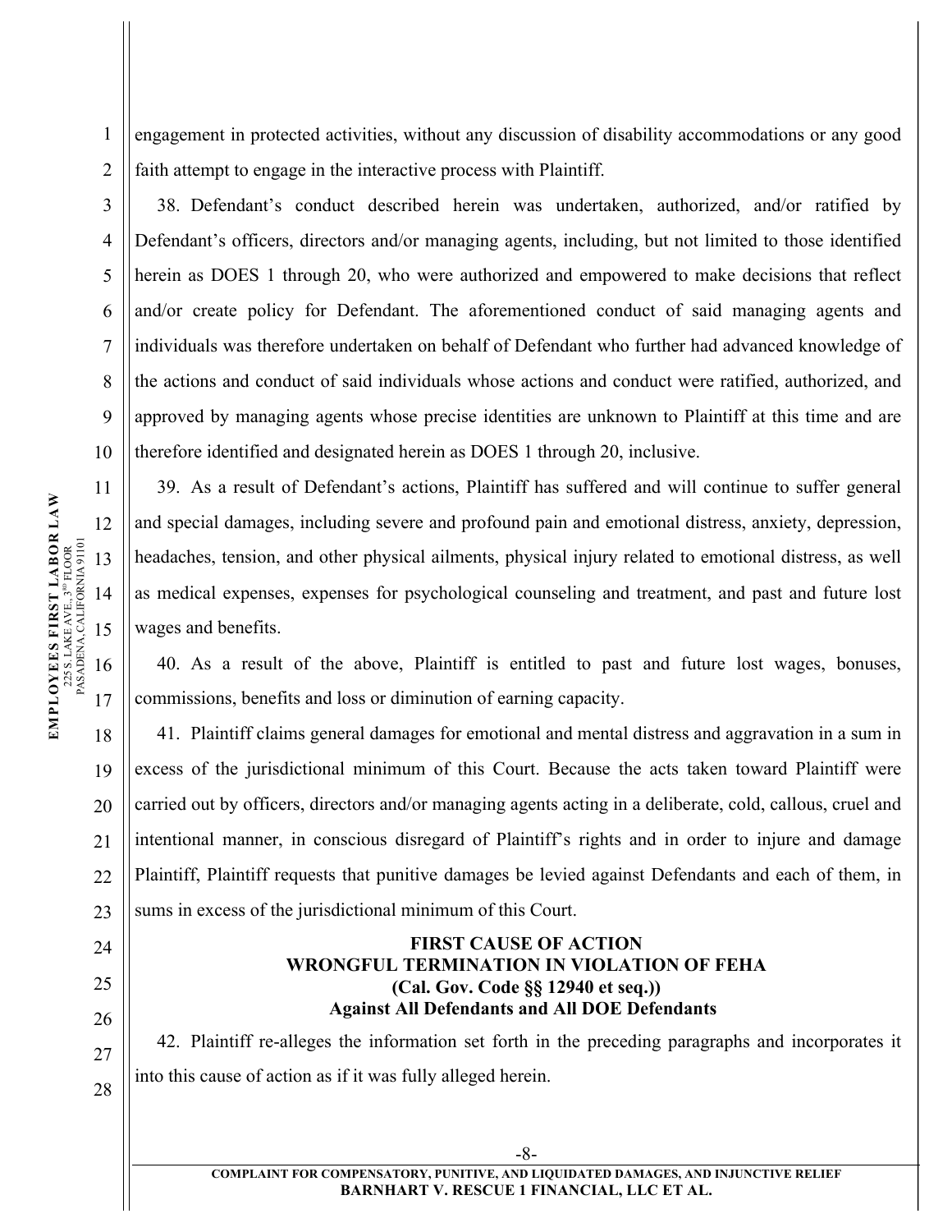engagement in protected activities, without any discussion of disability accommodations or any good faith attempt to engage in the interactive process with Plaintiff.

38. Defendant's conduct described herein was undertaken, authorized, and/or ratified by Defendant's officers, directors and/or managing agents, including, but not limited to those identified herein as DOES 1 through 20, who were authorized and empowered to make decisions that reflect and/or create policy for Defendant. The aforementioned conduct of said managing agents and individuals was therefore undertaken on behalf of Defendant who further had advanced knowledge of the actions and conduct of said individuals whose actions and conduct were ratified, authorized, and approved by managing agents whose precise identities are unknown to Plaintiff at this time and are therefore identified and designated herein as DOES 1 through 20, inclusive.

39. As a result of Defendant's actions, Plaintiff has suffered and will continue to suffer general and special damages, including severe and profound pain and emotional distress, anxiety, depression, headaches, tension, and other physical ailments, physical injury related to emotional distress, as well as medical expenses, expenses for psychological counseling and treatment, and past and future lost wages and benefits.

40. As a result of the above, Plaintiff is entitled to past and future lost wages, bonuses, commissions, benefits and loss or diminution of earning capacity.

41. Plaintiff claims general damages for emotional and mental distress and aggravation in a sum in excess of the jurisdictional minimum of this Court. Because the acts taken toward Plaintiff were carried out by officers, directors and/or managing agents acting in a deliberate, cold, callous, cruel and intentional manner, in conscious disregard of Plaintiff's rights and in order to injure and damage Plaintiff, Plaintiff requests that punitive damages be levied against Defendants and each of them, in sums in excess of the jurisdictional minimum of this Court.

**FIRST CAUSE OF ACTION**
**WRONGFUL TERMINATION IN VIOLATION OF FEHA**
**(Cal. Gov. Code §§ 12940 et seq.)**
**Against All Defendants and All DOE Defendants**

42. Plaintiff re-alleges the information set forth in the preceding paragraphs and incorporates it into this cause of action as if it was fully alleged herein.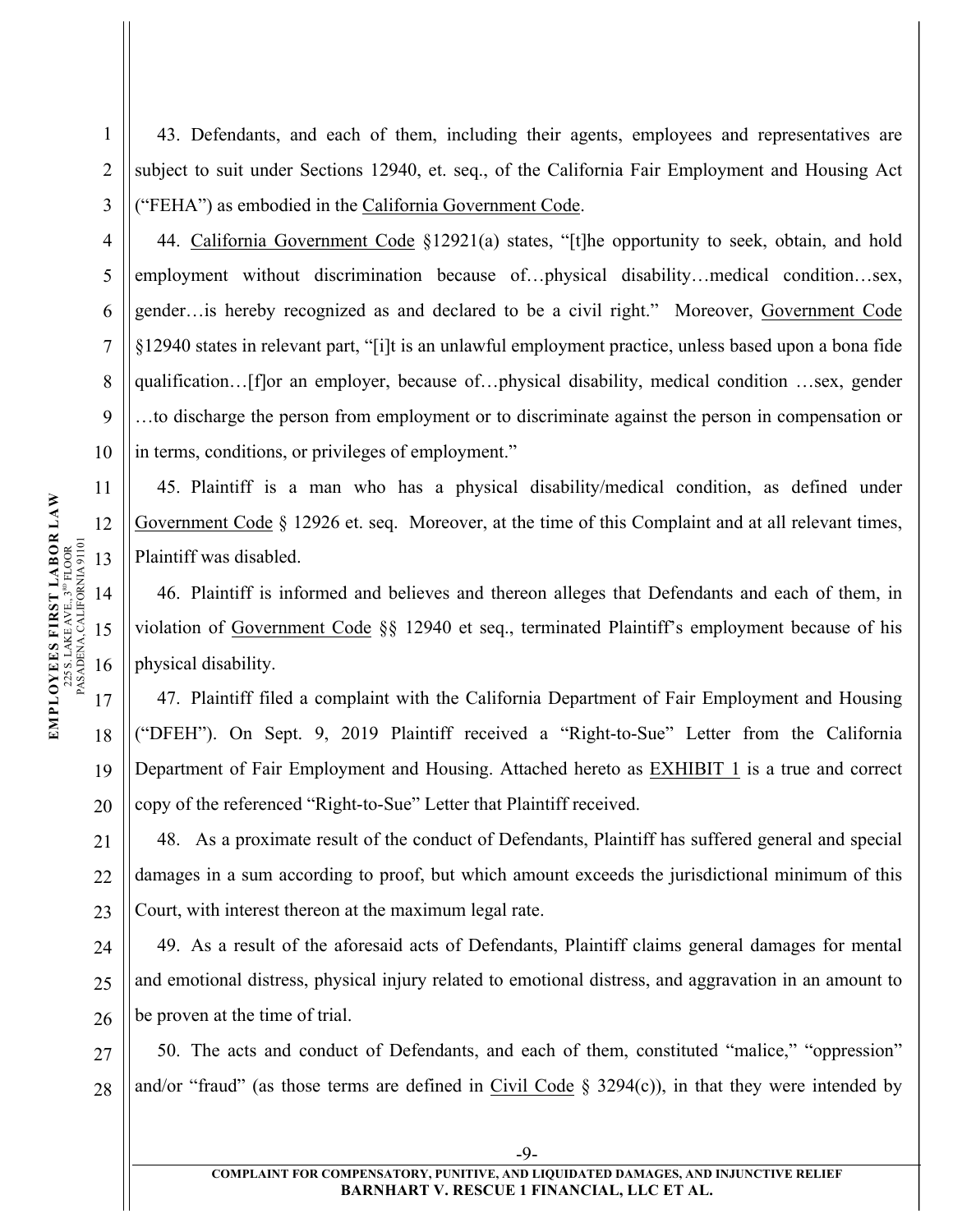43. Defendants, and each of them, including their agents, employees and representatives are subject to suit under Sections 12940, et. seq., of the California Fair Employment and Housing Act ("FEHA") as embodied in the California Government Code.

44. California Government Code §12921(a) states, "[t]he opportunity to seek, obtain, and hold employment without discrimination because of…physical disability…medical condition…sex, gender…is hereby recognized as and declared to be a civil right." Moreover, Government Code §12940 states in relevant part, "[i]t is an unlawful employment practice, unless based upon a bona fide qualification…[f]or an employer, because of…physical disability, medical condition …sex, gender …to discharge the person from employment or to discriminate against the person in compensation or in terms, conditions, or privileges of employment."

45. Plaintiff is a man who has a physical disability/medical condition, as defined under Government Code § 12926 et. seq. Moreover, at the time of this Complaint and at all relevant times, Plaintiff was disabled.

46. Plaintiff is informed and believes and thereon alleges that Defendants and each of them, in violation of Government Code §§ 12940 et seq., terminated Plaintiff's employment because of his physical disability.

47. Plaintiff filed a complaint with the California Department of Fair Employment and Housing ("DFEH"). On Sept. 9, 2019 Plaintiff received a "Right-to-Sue" Letter from the California Department of Fair Employment and Housing. Attached hereto as EXHIBIT 1 is a true and correct copy of the referenced "Right-to-Sue" Letter that Plaintiff received.

48. As a proximate result of the conduct of Defendants, Plaintiff has suffered general and special damages in a sum according to proof, but which amount exceeds the jurisdictional minimum of this Court, with interest thereon at the maximum legal rate.

49. As a result of the aforesaid acts of Defendants, Plaintiff claims general damages for mental and emotional distress, physical injury related to emotional distress, and aggravation in an amount to be proven at the time of trial.

50. The acts and conduct of Defendants, and each of them, constituted "malice," "oppression" and/or "fraud" (as those terms are defined in Civil Code § 3294(c)), in that they were intended by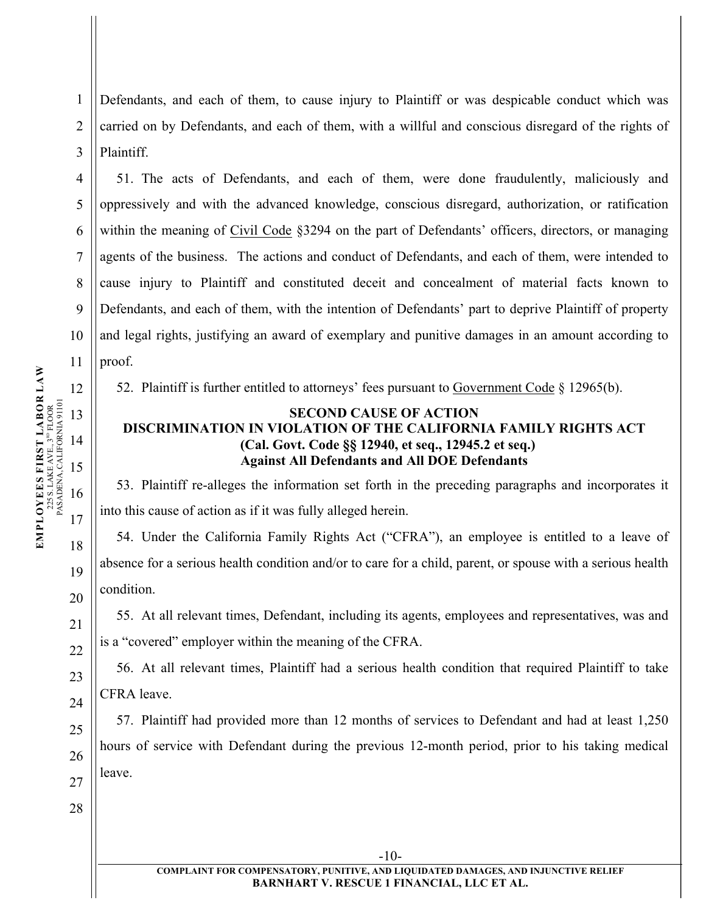Defendants, and each of them, to cause injury to Plaintiff or was despicable conduct which was carried on by Defendants, and each of them, with a willful and conscious disregard of the rights of Plaintiff.

51. The acts of Defendants, and each of them, were done fraudulently, maliciously and oppressively and with the advanced knowledge, conscious disregard, authorization, or ratification within the meaning of Civil Code §3294 on the part of Defendants' officers, directors, or managing agents of the business. The actions and conduct of Defendants, and each of them, were intended to cause injury to Plaintiff and constituted deceit and concealment of material facts known to Defendants, and each of them, with the intention of Defendants' part to deprive Plaintiff of property and legal rights, justifying an award of exemplary and punitive damages in an amount according to proof.

52. Plaintiff is further entitled to attorneys' fees pursuant to Government Code § 12965(b).

**SECOND CAUSE OF ACTION**
**DISCRIMINATION IN VIOLATION OF THE CALIFORNIA FAMILY RIGHTS ACT**
**(Cal. Govt. Code §§ 12940, et seq., 12945.2 et seq.)**
**Against All Defendants and All DOE Defendants**

53. Plaintiff re-alleges the information set forth in the preceding paragraphs and incorporates it into this cause of action as if it was fully alleged herein.

54. Under the California Family Rights Act ("CFRA"), an employee is entitled to a leave of absence for a serious health condition and/or to care for a child, parent, or spouse with a serious health condition.

55. At all relevant times, Defendant, including its agents, employees and representatives, was and is a "covered" employer within the meaning of the CFRA.

56. At all relevant times, Plaintiff had a serious health condition that required Plaintiff to take CFRA leave.

57. Plaintiff had provided more than 12 months of services to Defendant and had at least 1,250 hours of service with Defendant during the previous 12-month period, prior to his taking medical leave.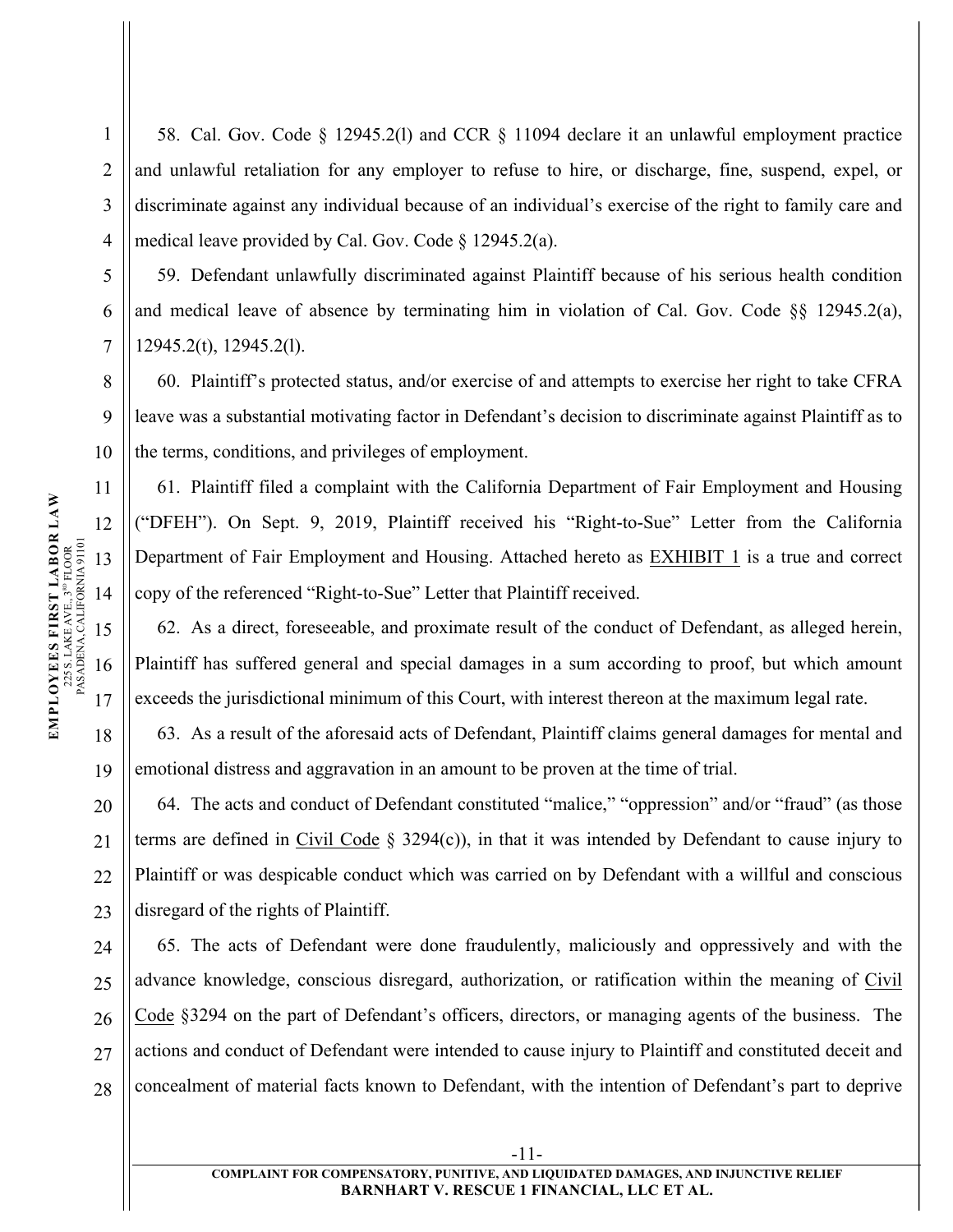58. Cal. Gov. Code § 12945.2(l) and CCR § 11094 declare it an unlawful employment practice and unlawful retaliation for any employer to refuse to hire, or discharge, fine, suspend, expel, or discriminate against any individual because of an individual's exercise of the right to family care and medical leave provided by Cal. Gov. Code § 12945.2(a).

59. Defendant unlawfully discriminated against Plaintiff because of his serious health condition and medical leave of absence by terminating him in violation of Cal. Gov. Code §§ 12945.2(a), 12945.2(t), 12945.2(l).

60. Plaintiff's protected status, and/or exercise of and attempts to exercise her right to take CFRA leave was a substantial motivating factor in Defendant's decision to discriminate against Plaintiff as to the terms, conditions, and privileges of employment.

61. Plaintiff filed a complaint with the California Department of Fair Employment and Housing ("DFEH"). On Sept. 9, 2019, Plaintiff received his "Right-to-Sue" Letter from the California Department of Fair Employment and Housing. Attached hereto as EXHIBIT 1 is a true and correct copy of the referenced "Right-to-Sue" Letter that Plaintiff received.

62. As a direct, foreseeable, and proximate result of the conduct of Defendant, as alleged herein, Plaintiff has suffered general and special damages in a sum according to proof, but which amount exceeds the jurisdictional minimum of this Court, with interest thereon at the maximum legal rate.

63. As a result of the aforesaid acts of Defendant, Plaintiff claims general damages for mental and emotional distress and aggravation in an amount to be proven at the time of trial.

64. The acts and conduct of Defendant constituted "malice," "oppression" and/or "fraud" (as those terms are defined in Civil Code § 3294(c)), in that it was intended by Defendant to cause injury to Plaintiff or was despicable conduct which was carried on by Defendant with a willful and conscious disregard of the rights of Plaintiff.

65. The acts of Defendant were done fraudulently, maliciously and oppressively and with the advance knowledge, conscious disregard, authorization, or ratification within the meaning of Civil Code §3294 on the part of Defendant's officers, directors, or managing agents of the business. The actions and conduct of Defendant were intended to cause injury to Plaintiff and constituted deceit and concealment of material facts known to Defendant, with the intention of Defendant's part to deprive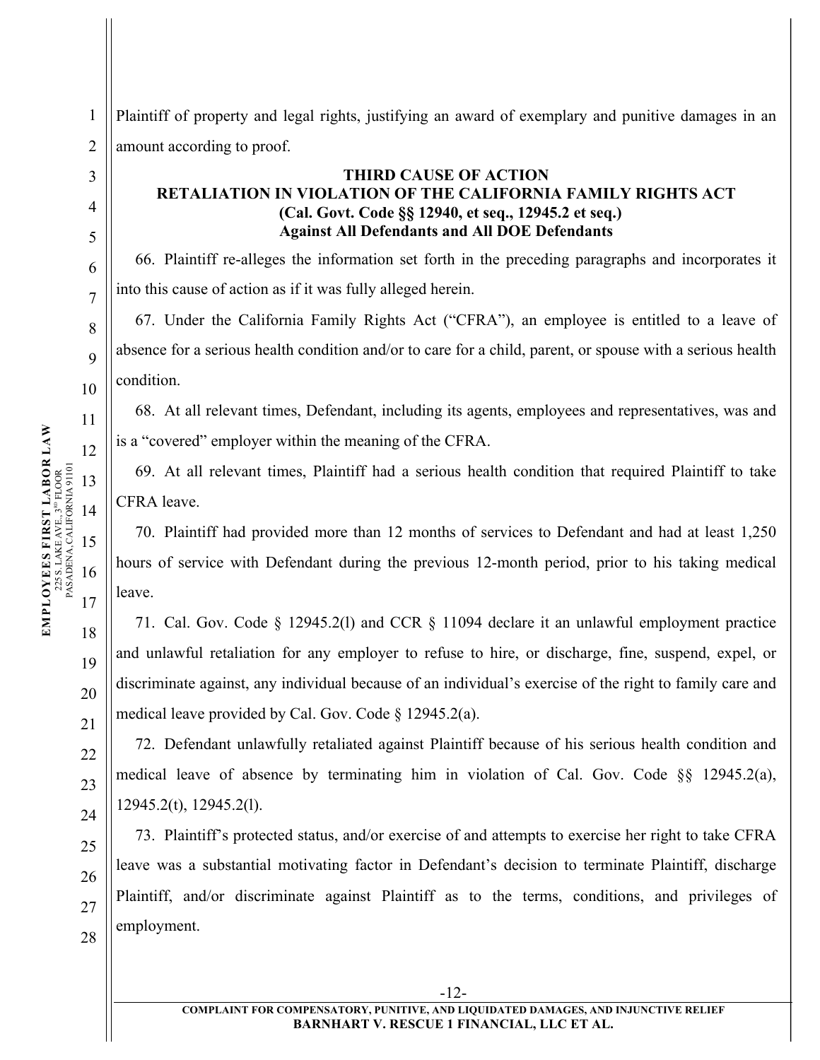Plaintiff of property and legal rights, justifying an award of exemplary and punitive damages in an amount according to proof.

**THIRD CAUSE OF ACTION**
**RETALIATION IN VIOLATION OF THE CALIFORNIA FAMILY RIGHTS ACT**
**(Cal. Govt. Code §§ 12940, et seq., 12945.2 et seq.)**
**Against All Defendants and All DOE Defendants**

66. Plaintiff re-alleges the information set forth in the preceding paragraphs and incorporates it into this cause of action as if it was fully alleged herein.

67. Under the California Family Rights Act ("CFRA"), an employee is entitled to a leave of absence for a serious health condition and/or to care for a child, parent, or spouse with a serious health condition.

68. At all relevant times, Defendant, including its agents, employees and representatives, was and is a "covered" employer within the meaning of the CFRA.

69. At all relevant times, Plaintiff had a serious health condition that required Plaintiff to take CFRA leave.

70. Plaintiff had provided more than 12 months of services to Defendant and had at least 1,250 hours of service with Defendant during the previous 12-month period, prior to his taking medical leave.

71. Cal. Gov. Code § 12945.2(l) and CCR § 11094 declare it an unlawful employment practice and unlawful retaliation for any employer to refuse to hire, or discharge, fine, suspend, expel, or discriminate against, any individual because of an individual's exercise of the right to family care and medical leave provided by Cal. Gov. Code § 12945.2(a).

72. Defendant unlawfully retaliated against Plaintiff because of his serious health condition and medical leave of absence by terminating him in violation of Cal. Gov. Code §§ 12945.2(a), 12945.2(t), 12945.2(l).

73. Plaintiff's protected status, and/or exercise of and attempts to exercise her right to take CFRA leave was a substantial motivating factor in Defendant's decision to terminate Plaintiff, discharge Plaintiff, and/or discriminate against Plaintiff as to the terms, conditions, and privileges of employment.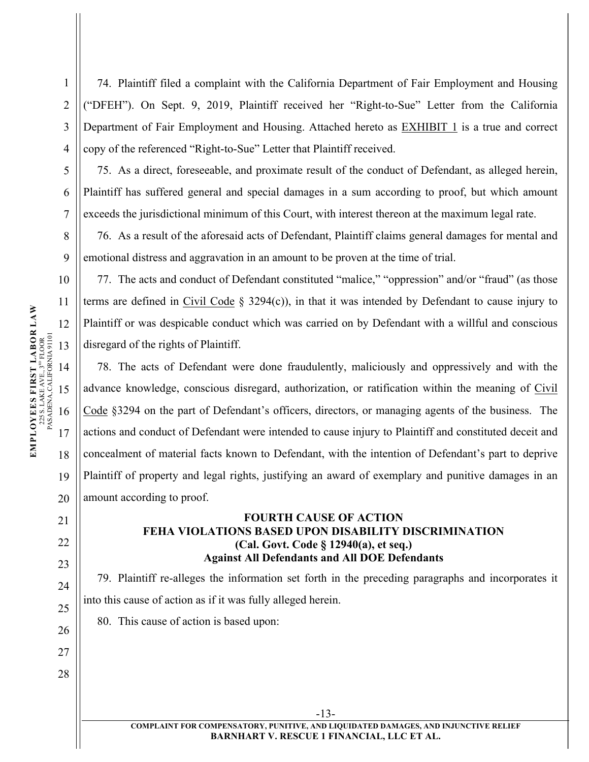74. Plaintiff filed a complaint with the California Department of Fair Employment and Housing ("DFEH"). On Sept. 9, 2019, Plaintiff received her "Right-to-Sue" Letter from the California Department of Fair Employment and Housing. Attached hereto as EXHIBIT 1 is a true and correct copy of the referenced "Right-to-Sue" Letter that Plaintiff received.

75. As a direct, foreseeable, and proximate result of the conduct of Defendant, as alleged herein, Plaintiff has suffered general and special damages in a sum according to proof, but which amount exceeds the jurisdictional minimum of this Court, with interest thereon at the maximum legal rate.

76. As a result of the aforesaid acts of Defendant, Plaintiff claims general damages for mental and emotional distress and aggravation in an amount to be proven at the time of trial.

77. The acts and conduct of Defendant constituted "malice," "oppression" and/or "fraud" (as those terms are defined in Civil Code § 3294(c)), in that it was intended by Defendant to cause injury to Plaintiff or was despicable conduct which was carried on by Defendant with a willful and conscious disregard of the rights of Plaintiff.

78. The acts of Defendant were done fraudulently, maliciously and oppressively and with the advance knowledge, conscious disregard, authorization, or ratification within the meaning of Civil Code §3294 on the part of Defendant's officers, directors, or managing agents of the business. The actions and conduct of Defendant were intended to cause injury to Plaintiff and constituted deceit and concealment of material facts known to Defendant, with the intention of Defendant's part to deprive Plaintiff of property and legal rights, justifying an award of exemplary and punitive damages in an amount according to proof.

**FOURTH CAUSE OF ACTION**
**FEHA VIOLATIONS BASED UPON DISABILITY DISCRIMINATION**
**(Cal. Govt. Code § 12940(a), et seq.)**
**Against All Defendants and All DOE Defendants**

79. Plaintiff re-alleges the information set forth in the preceding paragraphs and incorporates it into this cause of action as if it was fully alleged herein.

80. This cause of action is based upon: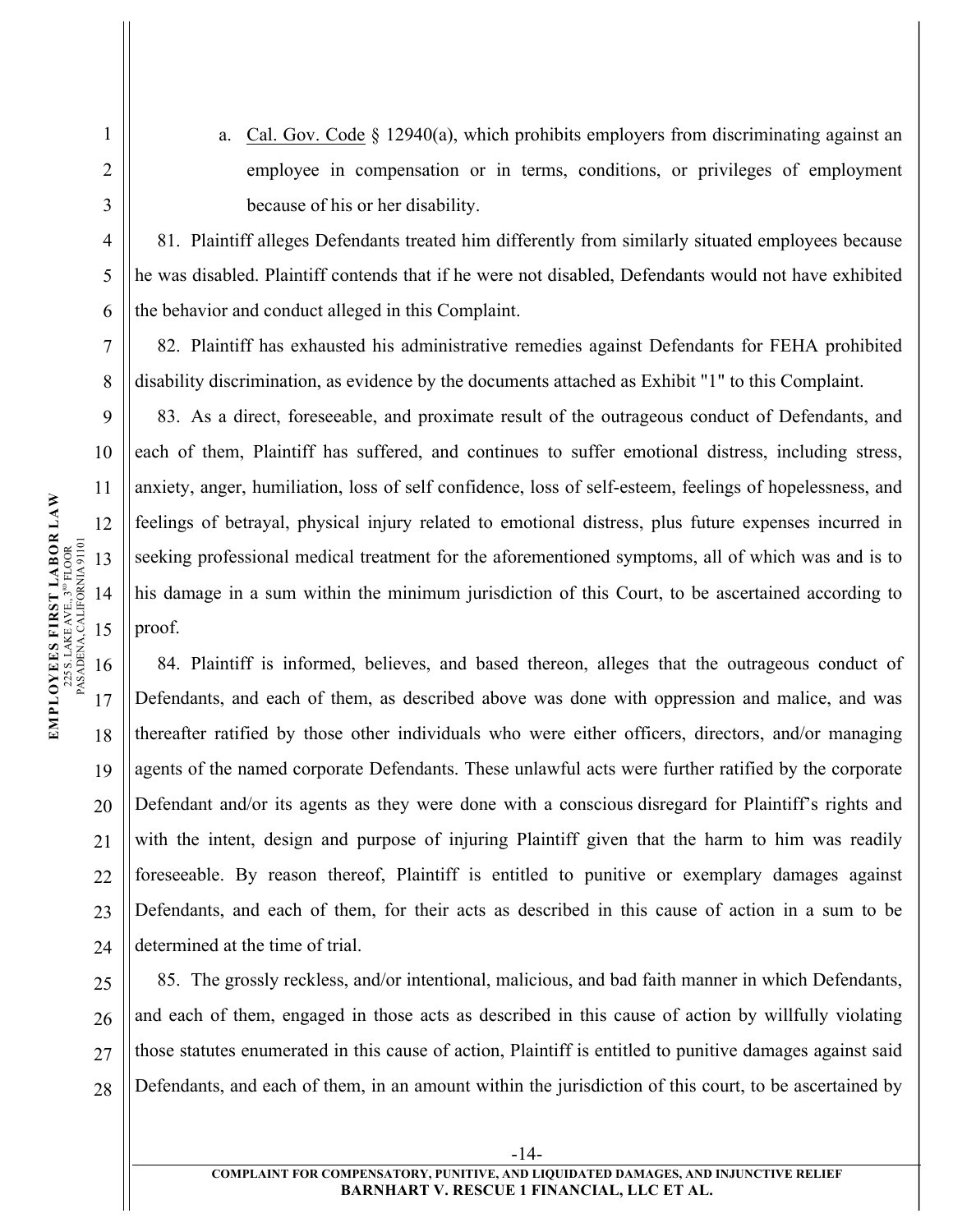a. Cal. Gov. Code § 12940(a), which prohibits employers from discriminating against an employee in compensation or in terms, conditions, or privileges of employment because of his or her disability.

81. Plaintiff alleges Defendants treated him differently from similarly situated employees because he was disabled. Plaintiff contends that if he were not disabled, Defendants would not have exhibited the behavior and conduct alleged in this Complaint.

82. Plaintiff has exhausted his administrative remedies against Defendants for FEHA prohibited disability discrimination, as evidence by the documents attached as Exhibit "1" to this Complaint.

83. As a direct, foreseeable, and proximate result of the outrageous conduct of Defendants, and each of them, Plaintiff has suffered, and continues to suffer emotional distress, including stress, anxiety, anger, humiliation, loss of self confidence, loss of self-esteem, feelings of hopelessness, and feelings of betrayal, physical injury related to emotional distress, plus future expenses incurred in seeking professional medical treatment for the aforementioned symptoms, all of which was and is to his damage in a sum within the minimum jurisdiction of this Court, to be ascertained according to proof.

84. Plaintiff is informed, believes, and based thereon, alleges that the outrageous conduct of Defendants, and each of them, as described above was done with oppression and malice, and was thereafter ratified by those other individuals who were either officers, directors, and/or managing agents of the named corporate Defendants. These unlawful acts were further ratified by the corporate Defendant and/or its agents as they were done with a conscious disregard for Plaintiff's rights and with the intent, design and purpose of injuring Plaintiff given that the harm to him was readily foreseeable. By reason thereof, Plaintiff is entitled to punitive or exemplary damages against Defendants, and each of them, for their acts as described in this cause of action in a sum to be determined at the time of trial.

85. The grossly reckless, and/or intentional, malicious, and bad faith manner in which Defendants, and each of them, engaged in those acts as described in this cause of action by willfully violating those statutes enumerated in this cause of action, Plaintiff is entitled to punitive damages against said Defendants, and each of them, in an amount within the jurisdiction of this court, to be ascertained by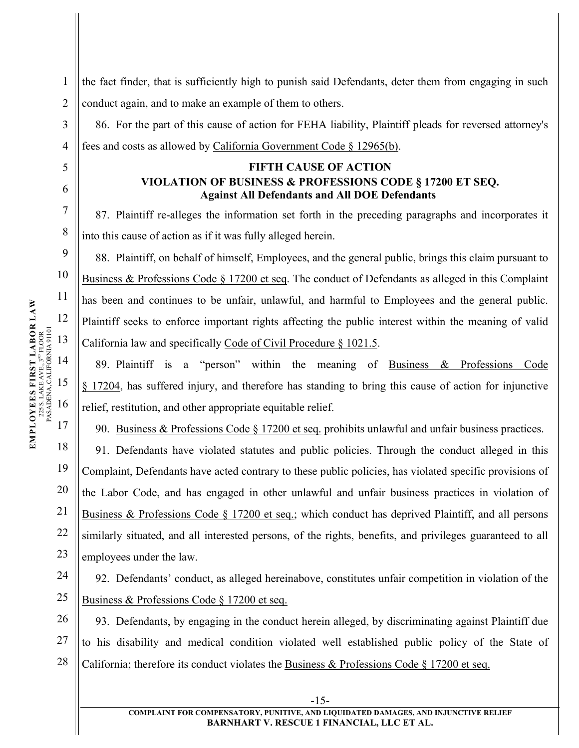the fact finder, that is sufficiently high to punish said Defendants, deter them from engaging in such conduct again, and to make an example of them to others.

86. For the part of this cause of action for FEHA liability, Plaintiff pleads for reversed attorney's fees and costs as allowed by California Government Code § 12965(b).

**FIFTH CAUSE OF ACTION**
**VIOLATION OF BUSINESS & PROFESSIONS CODE § 17200 ET SEQ.**
**Against All Defendants and All DOE Defendants**

87. Plaintiff re-alleges the information set forth in the preceding paragraphs and incorporates it into this cause of action as if it was fully alleged herein.

88. Plaintiff, on behalf of himself, Employees, and the general public, brings this claim pursuant to Business & Professions Code § 17200 et seq. The conduct of Defendants as alleged in this Complaint has been and continues to be unfair, unlawful, and harmful to Employees and the general public. Plaintiff seeks to enforce important rights affecting the public interest within the meaning of valid California law and specifically Code of Civil Procedure § 1021.5.

89. Plaintiff is a "person" within the meaning of Business & Professions Code § 17204, has suffered injury, and therefore has standing to bring this cause of action for injunctive relief, restitution, and other appropriate equitable relief.

90. Business & Professions Code § 17200 et seq. prohibits unlawful and unfair business practices.

91. Defendants have violated statutes and public policies. Through the conduct alleged in this Complaint, Defendants have acted contrary to these public policies, has violated specific provisions of the Labor Code, and has engaged in other unlawful and unfair business practices in violation of Business & Professions Code § 17200 et seq.; which conduct has deprived Plaintiff, and all persons similarly situated, and all interested persons, of the rights, benefits, and privileges guaranteed to all employees under the law.

92. Defendants' conduct, as alleged hereinabove, constitutes unfair competition in violation of the Business & Professions Code § 17200 et seq.

93. Defendants, by engaging in the conduct herein alleged, by discriminating against Plaintiff due to his disability and medical condition violated well established public policy of the State of California; therefore its conduct violates the Business & Professions Code § 17200 et seq.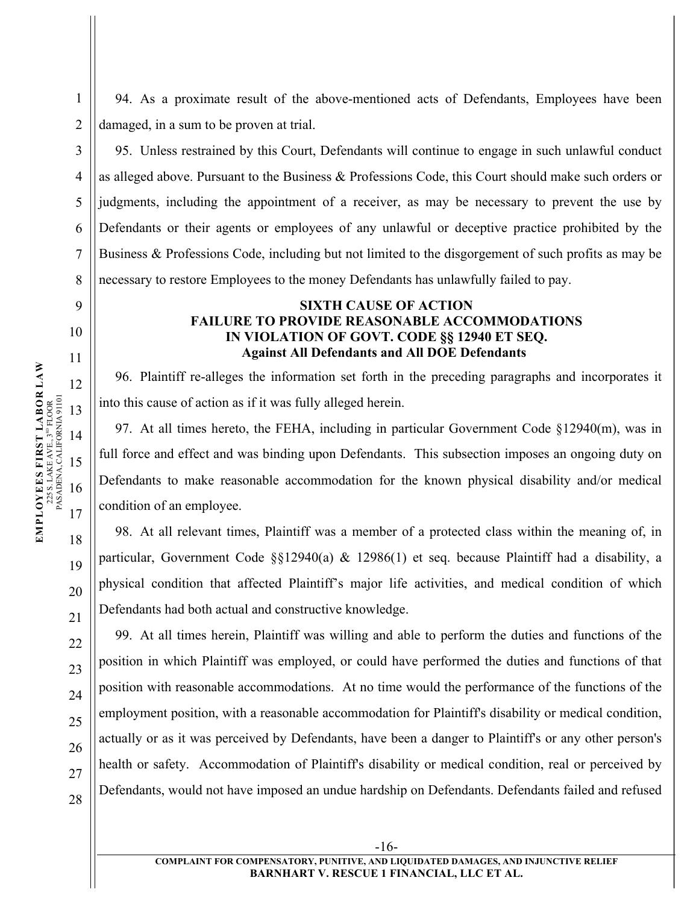94. As a proximate result of the above-mentioned acts of Defendants, Employees have been damaged, in a sum to be proven at trial.

95. Unless restrained by this Court, Defendants will continue to engage in such unlawful conduct as alleged above. Pursuant to the Business & Professions Code, this Court should make such orders or judgments, including the appointment of a receiver, as may be necessary to prevent the use by Defendants or their agents or employees of any unlawful or deceptive practice prohibited by the Business & Professions Code, including but not limited to the disgorgement of such profits as may be necessary to restore Employees to the money Defendants has unlawfully failed to pay.

**SIXTH CAUSE OF ACTION**
**FAILURE TO PROVIDE REASONABLE ACCOMMODATIONS**
**IN VIOLATION OF GOVT. CODE §§ 12940 ET SEQ.**
**Against All Defendants and All DOE Defendants**

96. Plaintiff re-alleges the information set forth in the preceding paragraphs and incorporates it into this cause of action as if it was fully alleged herein.

97. At all times hereto, the FEHA, including in particular Government Code §12940(m), was in full force and effect and was binding upon Defendants. This subsection imposes an ongoing duty on Defendants to make reasonable accommodation for the known physical disability and/or medical condition of an employee.

98. At all relevant times, Plaintiff was a member of a protected class within the meaning of, in particular, Government Code §§12940(a) & 12986(1) et seq. because Plaintiff had a disability, a physical condition that affected Plaintiff's major life activities, and medical condition of which Defendants had both actual and constructive knowledge.

99. At all times herein, Plaintiff was willing and able to perform the duties and functions of the position in which Plaintiff was employed, or could have performed the duties and functions of that position with reasonable accommodations. At no time would the performance of the functions of the employment position, with a reasonable accommodation for Plaintiff's disability or medical condition, actually or as it was perceived by Defendants, have been a danger to Plaintiff's or any other person's health or safety. Accommodation of Plaintiff's disability or medical condition, real or perceived by Defendants, would not have imposed an undue hardship on Defendants. Defendants failed and refused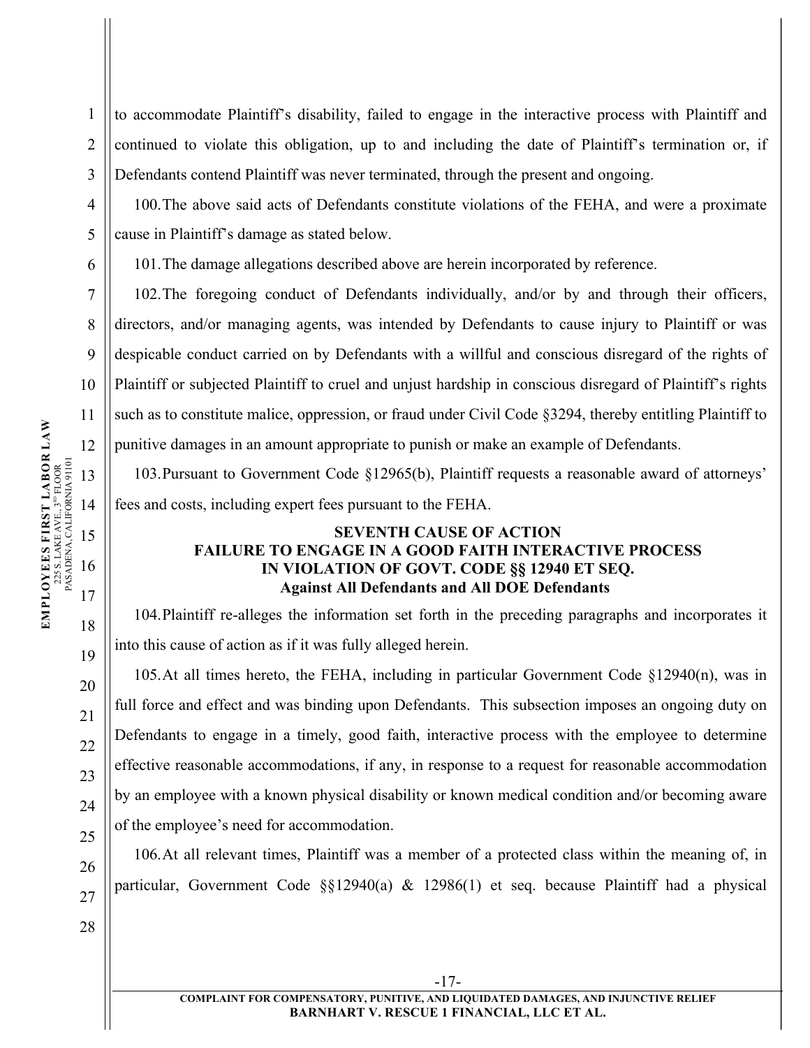to accommodate Plaintiff's disability, failed to engage in the interactive process with Plaintiff and continued to violate this obligation, up to and including the date of Plaintiff's termination or, if Defendants contend Plaintiff was never terminated, through the present and ongoing.

100. The above said acts of Defendants constitute violations of the FEHA, and were a proximate cause in Plaintiff's damage as stated below.

101. The damage allegations described above are herein incorporated by reference.

102. The foregoing conduct of Defendants individually, and/or by and through their officers, directors, and/or managing agents, was intended by Defendants to cause injury to Plaintiff or was despicable conduct carried on by Defendants with a willful and conscious disregard of the rights of Plaintiff or subjected Plaintiff to cruel and unjust hardship in conscious disregard of Plaintiff's rights such as to constitute malice, oppression, or fraud under Civil Code §3294, thereby entitling Plaintiff to punitive damages in an amount appropriate to punish or make an example of Defendants.

103. Pursuant to Government Code §12965(b), Plaintiff requests a reasonable award of attorneys' fees and costs, including expert fees pursuant to the FEHA.

**SEVENTH CAUSE OF ACTION**
**FAILURE TO ENGAGE IN A GOOD FAITH INTERACTIVE PROCESS**
**IN VIOLATION OF GOVT. CODE §§ 12940 ET SEQ.**
**Against All Defendants and All DOE Defendants**

104. Plaintiff re-alleges the information set forth in the preceding paragraphs and incorporates it into this cause of action as if it was fully alleged herein.

105. At all times hereto, the FEHA, including in particular Government Code §12940(n), was in full force and effect and was binding upon Defendants. This subsection imposes an ongoing duty on Defendants to engage in a timely, good faith, interactive process with the employee to determine effective reasonable accommodations, if any, in response to a request for reasonable accommodation by an employee with a known physical disability or known medical condition and/or becoming aware of the employee's need for accommodation.

106. At all relevant times, Plaintiff was a member of a protected class within the meaning of, in particular, Government Code §§12940(a) & 12986(1) et seq. because Plaintiff had a physical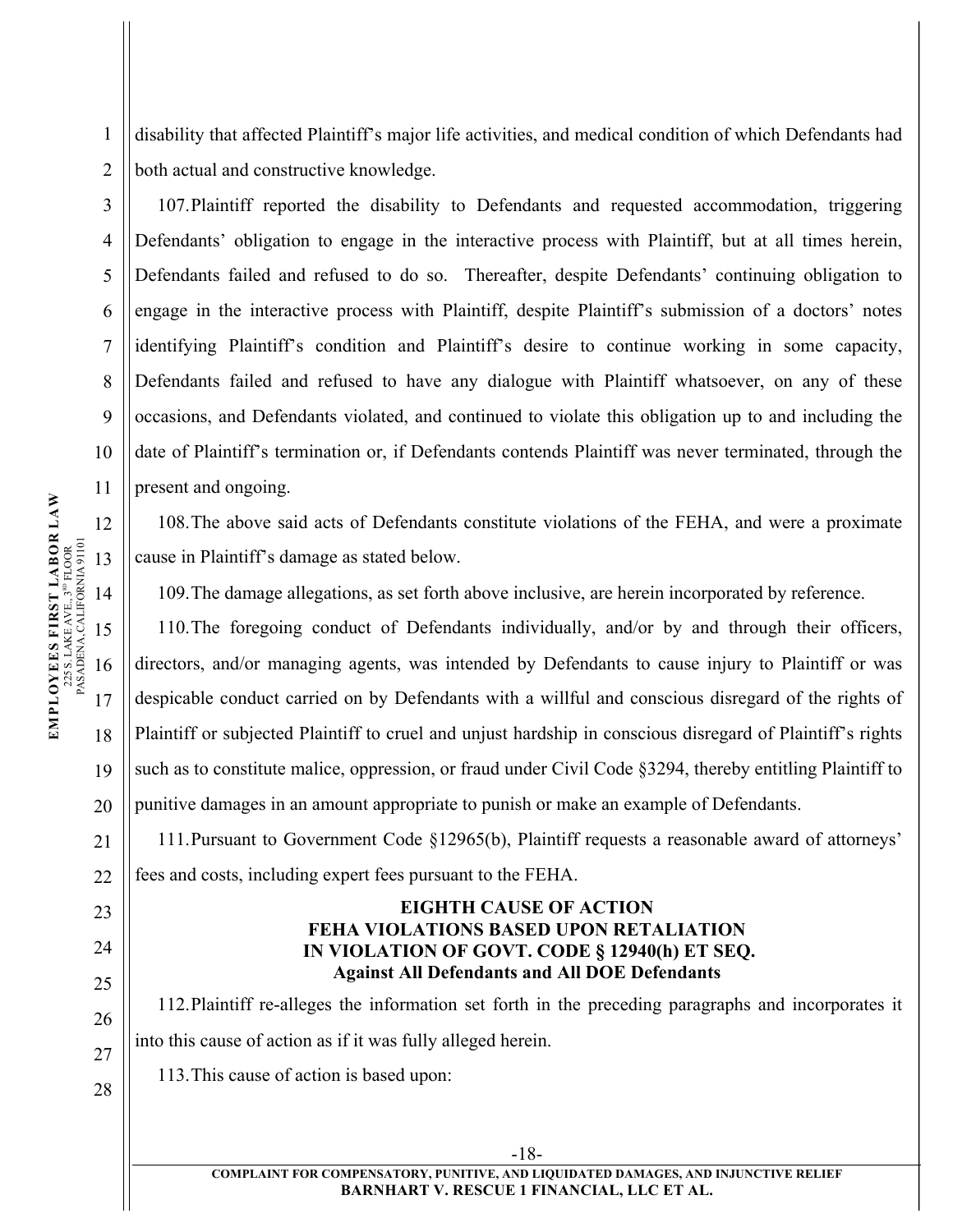disability that affected Plaintiff's major life activities, and medical condition of which Defendants had both actual and constructive knowledge.

107. Plaintiff reported the disability to Defendants and requested accommodation, triggering Defendants' obligation to engage in the interactive process with Plaintiff, but at all times herein, Defendants failed and refused to do so. Thereafter, despite Defendants' continuing obligation to engage in the interactive process with Plaintiff, despite Plaintiff's submission of a doctors' notes identifying Plaintiff's condition and Plaintiff's desire to continue working in some capacity, Defendants failed and refused to have any dialogue with Plaintiff whatsoever, on any of these occasions, and Defendants violated, and continued to violate this obligation up to and including the date of Plaintiff's termination or, if Defendants contends Plaintiff was never terminated, through the present and ongoing.

108. The above said acts of Defendants constitute violations of the FEHA, and were a proximate cause in Plaintiff's damage as stated below.

109. The damage allegations, as set forth above inclusive, are herein incorporated by reference.

110. The foregoing conduct of Defendants individually, and/or by and through their officers, directors, and/or managing agents, was intended by Defendants to cause injury to Plaintiff or was despicable conduct carried on by Defendants with a willful and conscious disregard of the rights of Plaintiff or subjected Plaintiff to cruel and unjust hardship in conscious disregard of Plaintiff's rights such as to constitute malice, oppression, or fraud under Civil Code §3294, thereby entitling Plaintiff to punitive damages in an amount appropriate to punish or make an example of Defendants.

111. Pursuant to Government Code §12965(b), Plaintiff requests a reasonable award of attorneys' fees and costs, including expert fees pursuant to the FEHA.

**EIGHTH CAUSE OF ACTION**
**FEHA VIOLATIONS BASED UPON RETALIATION**
**IN VIOLATION OF GOVT. CODE § 12940(h) ET SEQ.**
**Against All Defendants and All DOE Defendants**

112. Plaintiff re-alleges the information set forth in the preceding paragraphs and incorporates it into this cause of action as if it was fully alleged herein.

113. This cause of action is based upon: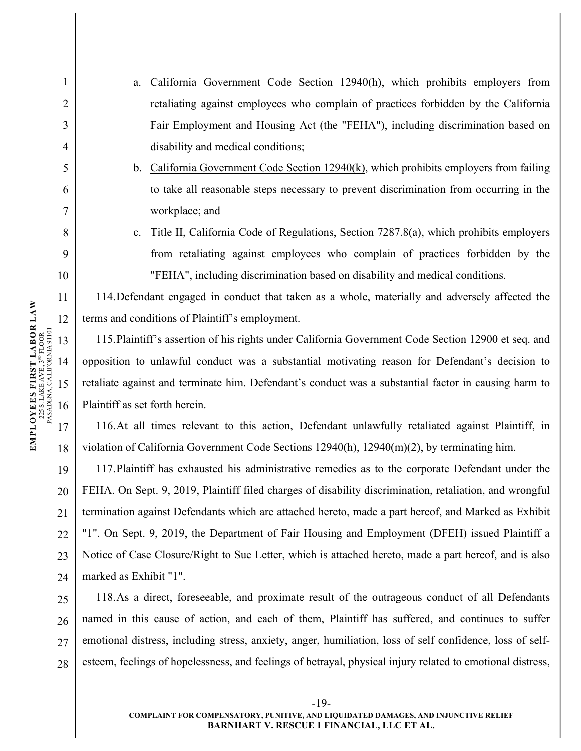a. California Government Code Section 12940(h), which prohibits employers from retaliating against employees who complain of practices forbidden by the California Fair Employment and Housing Act (the "FEHA"), including discrimination based on disability and medical conditions;

b. California Government Code Section 12940(k), which prohibits employers from failing to take all reasonable steps necessary to prevent discrimination from occurring in the workplace; and

c. Title II, California Code of Regulations, Section 7287.8(a), which prohibits employers from retaliating against employees who complain of practices forbidden by the "FEHA", including discrimination based on disability and medical conditions.

114. Defendant engaged in conduct that taken as a whole, materially and adversely affected the terms and conditions of Plaintiff's employment.

115. Plaintiff's assertion of his rights under California Government Code Section 12900 et seq. and opposition to unlawful conduct was a substantial motivating reason for Defendant's decision to retaliate against and terminate him. Defendant's conduct was a substantial factor in causing harm to Plaintiff as set forth herein.

116. At all times relevant to this action, Defendant unlawfully retaliated against Plaintiff, in violation of California Government Code Sections 12940(h), 12940(m)(2), by terminating him.

117. Plaintiff has exhausted his administrative remedies as to the corporate Defendant under the FEHA. On Sept. 9, 2019, Plaintiff filed charges of disability discrimination, retaliation, and wrongful termination against Defendants which are attached hereto, made a part hereof, and Marked as Exhibit "1". On Sept. 9, 2019, the Department of Fair Housing and Employment (DFEH) issued Plaintiff a Notice of Case Closure/Right to Sue Letter, which is attached hereto, made a part hereof, and is also marked as Exhibit "1".

118. As a direct, foreseeable, and proximate result of the outrageous conduct of all Defendants named in this cause of action, and each of them, Plaintiff has suffered, and continues to suffer emotional distress, including stress, anxiety, anger, humiliation, loss of self confidence, loss of self-esteem, feelings of hopelessness, and feelings of betrayal, physical injury related to emotional distress,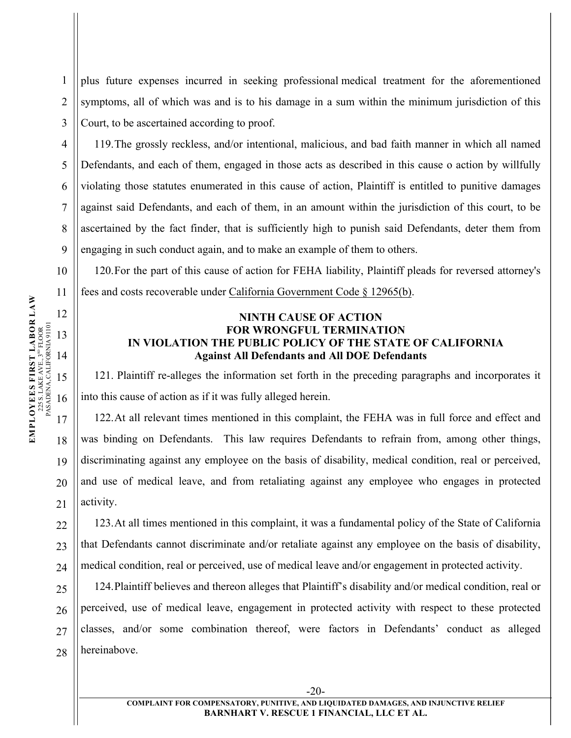plus future expenses incurred in seeking professional medical treatment for the aforementioned symptoms, all of which was and is to his damage in a sum within the minimum jurisdiction of this Court, to be ascertained according to proof.

119. The grossly reckless, and/or intentional, malicious, and bad faith manner in which all named Defendants, and each of them, engaged in those acts as described in this cause o action by willfully violating those statutes enumerated in this cause of action, Plaintiff is entitled to punitive damages against said Defendants, and each of them, in an amount within the jurisdiction of this court, to be ascertained by the fact finder, that is sufficiently high to punish said Defendants, deter them from engaging in such conduct again, and to make an example of them to others.

120. For the part of this cause of action for FEHA liability, Plaintiff pleads for reversed attorney's fees and costs recoverable under California Government Code § 12965(b).

**NINTH CAUSE OF ACTION**
**FOR WRONGFUL TERMINATION**
**IN VIOLATION THE PUBLIC POLICY OF THE STATE OF CALIFORNIA**
**Against All Defendants and All DOE Defendants**

121. Plaintiff re-alleges the information set forth in the preceding paragraphs and incorporates it into this cause of action as if it was fully alleged herein.

122. At all relevant times mentioned in this complaint, the FEHA was in full force and effect and was binding on Defendants. This law requires Defendants to refrain from, among other things, discriminating against any employee on the basis of disability, medical condition, real or perceived, and use of medical leave, and from retaliating against any employee who engages in protected activity.

123. At all times mentioned in this complaint, it was a fundamental policy of the State of California that Defendants cannot discriminate and/or retaliate against any employee on the basis of disability, medical condition, real or perceived, use of medical leave and/or engagement in protected activity.

124. Plaintiff believes and thereon alleges that Plaintiff's disability and/or medical condition, real or perceived, use of medical leave, engagement in protected activity with respect to these protected classes, and/or some combination thereof, were factors in Defendants' conduct as alleged hereinabove.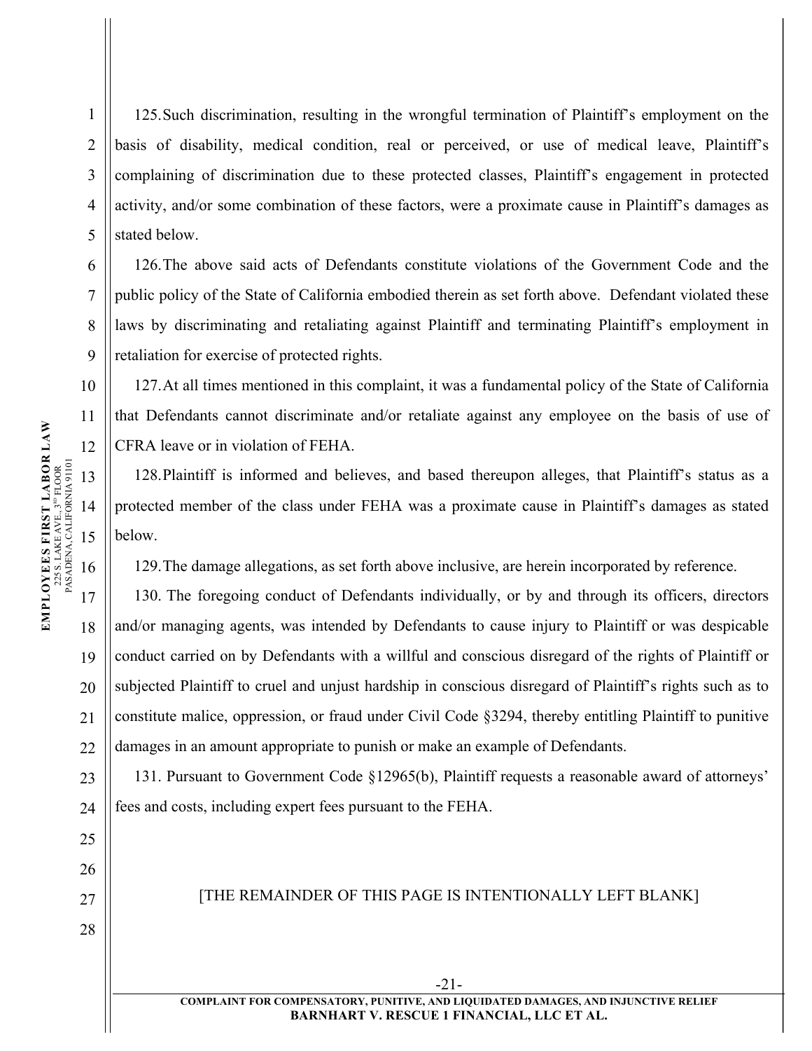125. Such discrimination, resulting in the wrongful termination of Plaintiff's employment on the basis of disability, medical condition, real or perceived, or use of medical leave, Plaintiff's complaining of discrimination due to these protected classes, Plaintiff's engagement in protected activity, and/or some combination of these factors, were a proximate cause in Plaintiff's damages as stated below.

126. The above said acts of Defendants constitute violations of the Government Code and the public policy of the State of California embodied therein as set forth above. Defendant violated these laws by discriminating and retaliating against Plaintiff and terminating Plaintiff's employment in retaliation for exercise of protected rights.

127. At all times mentioned in this complaint, it was a fundamental policy of the State of California that Defendants cannot discriminate and/or retaliate against any employee on the basis of use of CFRA leave or in violation of FEHA.

128. Plaintiff is informed and believes, and based thereupon alleges, that Plaintiff's status as a protected member of the class under FEHA was a proximate cause in Plaintiff's damages as stated below.

129. The damage allegations, as set forth above inclusive, are herein incorporated by reference.

130. The foregoing conduct of Defendants individually, or by and through its officers, directors and/or managing agents, was intended by Defendants to cause injury to Plaintiff or was despicable conduct carried on by Defendants with a willful and conscious disregard of the rights of Plaintiff or subjected Plaintiff to cruel and unjust hardship in conscious disregard of Plaintiff's rights such as to constitute malice, oppression, or fraud under Civil Code §3294, thereby entitling Plaintiff to punitive damages in an amount appropriate to punish or make an example of Defendants.

131. Pursuant to Government Code §12965(b), Plaintiff requests a reasonable award of attorneys' fees and costs, including expert fees pursuant to the FEHA.

[THE REMAINDER OF THIS PAGE IS INTENTIONALLY LEFT BLANK]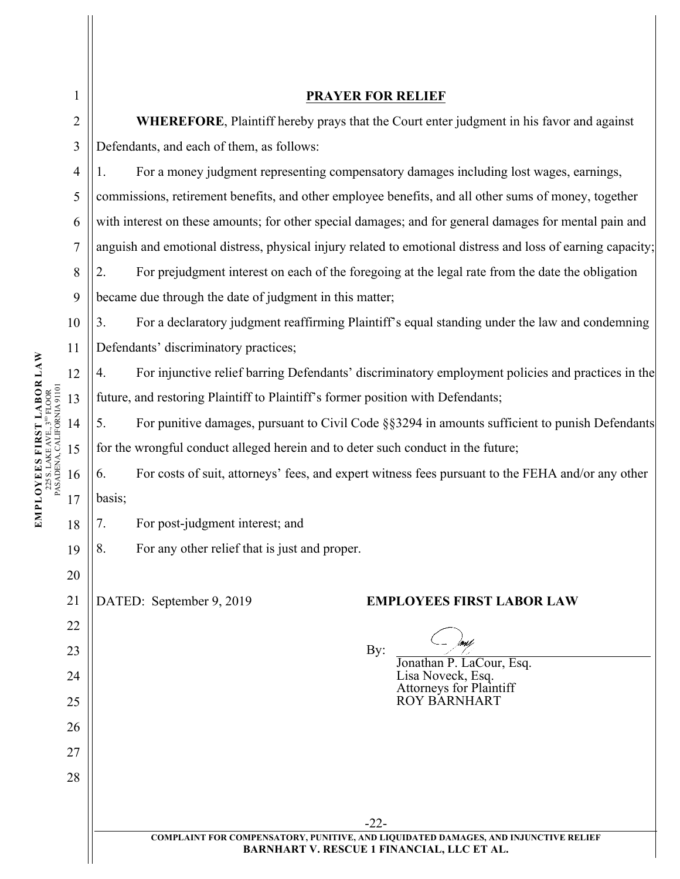## PRAYER FOR RELIEF

**WHEREFORE**, Plaintiff hereby prays that the Court enter judgment in his favor and against Defendants, and each of them, as follows:

1. For a money judgment representing compensatory damages including lost wages, earnings, commissions, retirement benefits, and other employee benefits, and all other sums of money, together with interest on these amounts; for other special damages; and for general damages for mental pain and anguish and emotional distress, physical injury related to emotional distress and loss of earning capacity;
2. For prejudgment interest on each of the foregoing at the legal rate from the date the obligation became due through the date of judgment in this matter;
3. For a declaratory judgment reaffirming Plaintiff's equal standing under the law and condemning Defendants' discriminatory practices;
4. For injunctive relief barring Defendants' discriminatory employment policies and practices in the future, and restoring Plaintiff to Plaintiff's former position with Defendants;
5. For punitive damages, pursuant to Civil Code §§3294 in amounts sufficient to punish Defendants for the wrongful conduct alleged herein and to deter such conduct in the future;
6. For costs of suit, attorneys' fees, and expert witness fees pursuant to the FEHA and/or any other basis;
7. For post-judgment interest; and
8. For any other relief that is just and proper.

DATED: September 9, 2019

**EMPLOYEES FIRST LABOR LAW**

By: ______________________________
Jonathan P. LaCour, Esq.
Lisa Noveck, Esq.
Attorneys for Plaintiff
ROY BARNHART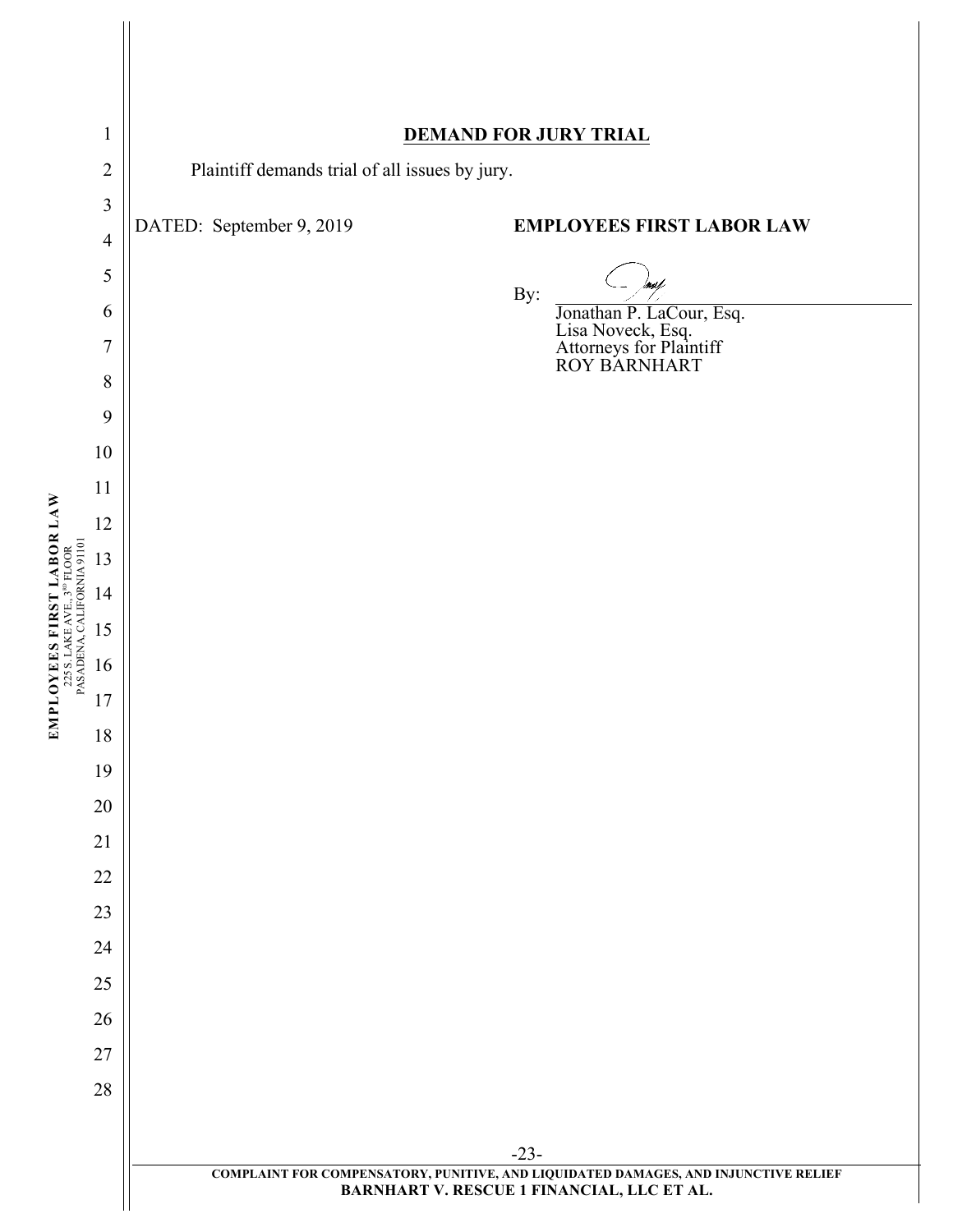## DEMAND FOR JURY TRIAL

Plaintiff demands trial of all issues by jury.

DATED: September 9, 2019

**EMPLOYEES FIRST LABOR LAW**

By: ______________________________

Jonathan P. LaCour, Esq.
Lisa Noveck, Esq.
Attorneys for Plaintiff
ROY BARNHART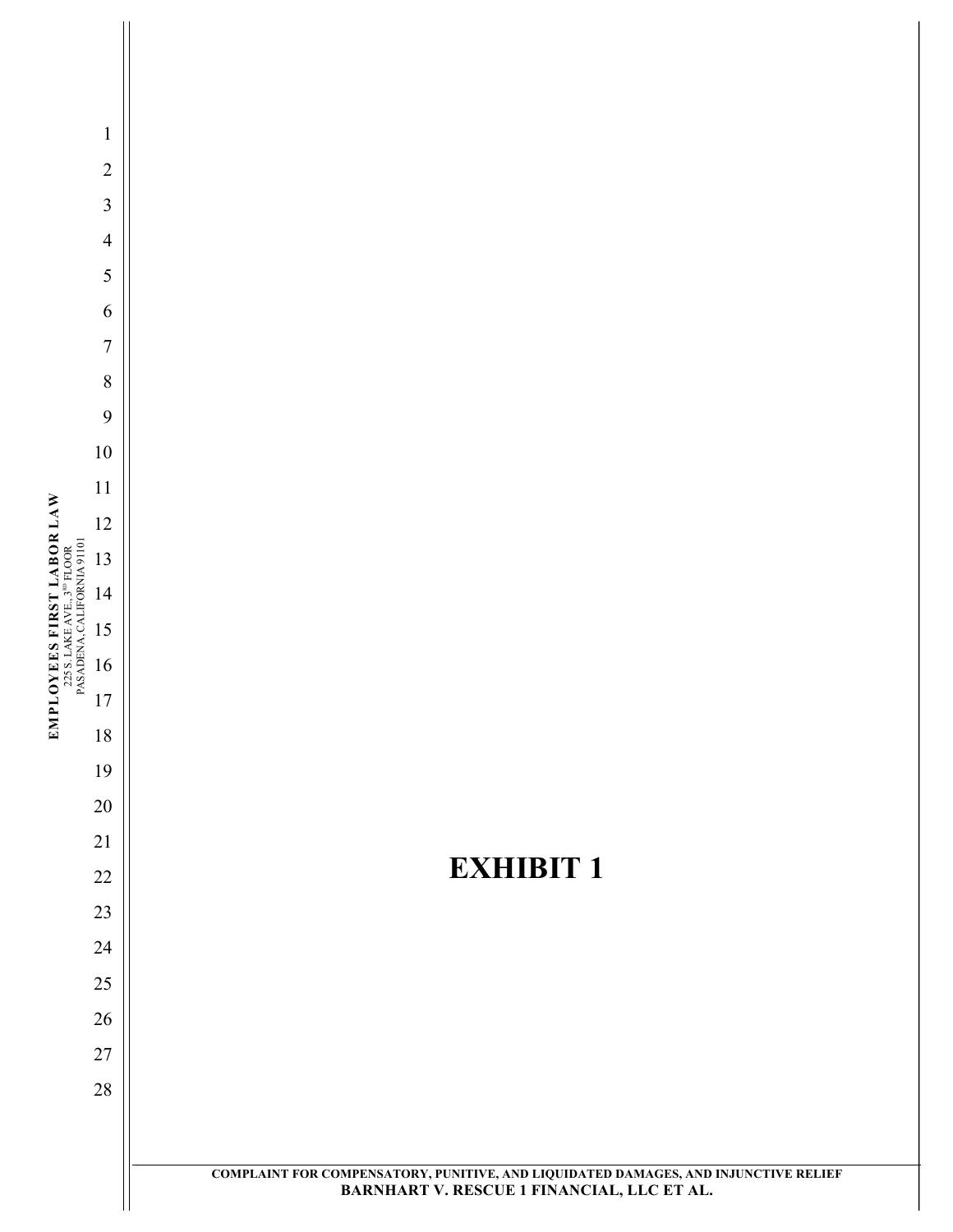# EXHIBIT 1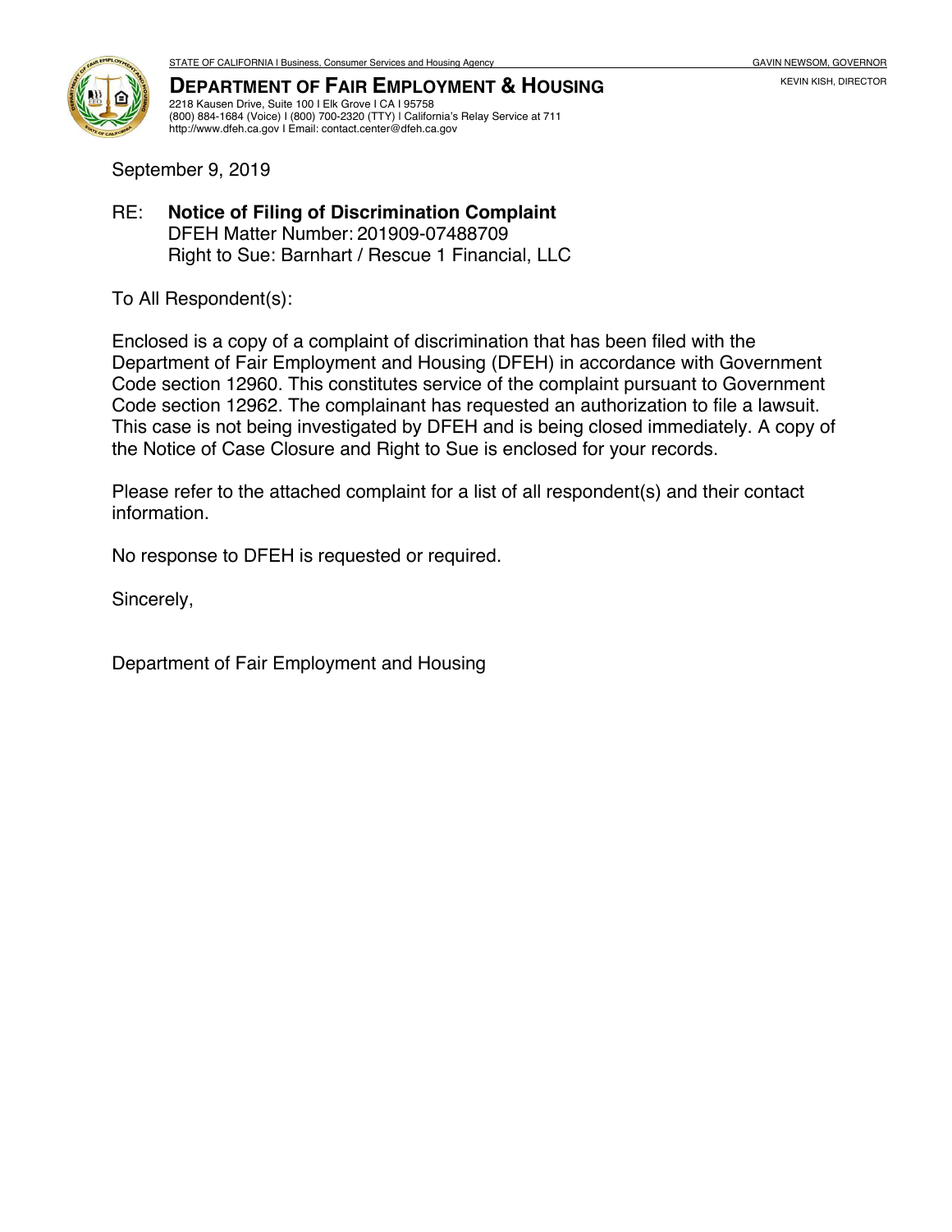STATE OF CALIFORNIA | Business, Consumer Services and Housing Agency

GAVIN NEWSOM, GOVERNOR

KEVIN KISH, DIRECTOR

# DEPARTMENT OF FAIR EMPLOYMENT & HOUSING

2218 Kausen Drive, Suite 100 | Elk Grove | CA | 95758
(800) 884-1684 (Voice) | (800) 700-2320 (TTY) | California's Relay Service at 711
http://www.dfeh.ca.gov | Email: contact.center@dfeh.ca.gov

September 9, 2019

RE: **Notice of Filing of Discrimination Complaint**
DFEH Matter Number: 201909-07488709
Right to Sue: Barnhart / Rescue 1 Financial, LLC

To All Respondent(s):

Enclosed is a copy of a complaint of discrimination that has been filed with the Department of Fair Employment and Housing (DFEH) in accordance with Government Code section 12960. This constitutes service of the complaint pursuant to Government Code section 12962. The complainant has requested an authorization to file a lawsuit. This case is not being investigated by DFEH and is being closed immediately. A copy of the Notice of Case Closure and Right to Sue is enclosed for your records.

Please refer to the attached complaint for a list of all respondent(s) and their contact information.

No response to DFEH is requested or required.

Sincerely,

Department of Fair Employment and Housing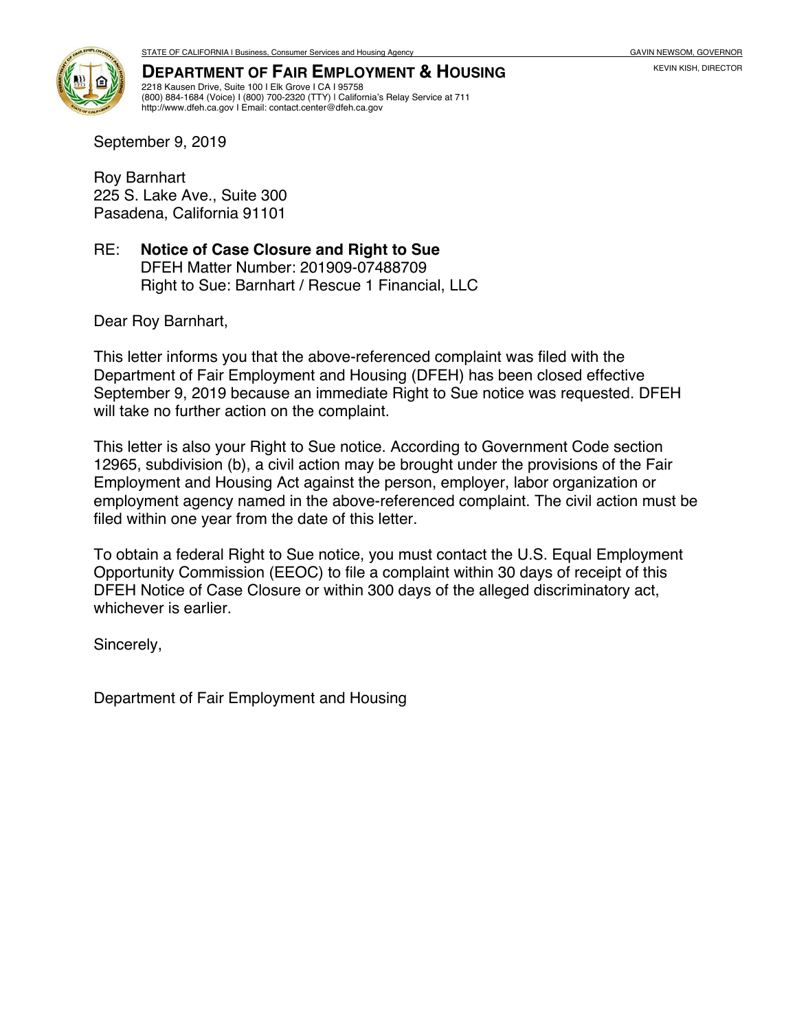STATE OF CALIFORNIA | Business, Consumer Services and Housing Agency GAVIN NEWSOM, GOVERNOR

KEVIN KISH, DIRECTOR

**DEPARTMENT OF FAIR EMPLOYMENT & HOUSING**
2218 Kausen Drive, Suite 100 | Elk Grove | CA | 95758
(800) 884-1684 (Voice) | (800) 700-2320 (TTY) | California's Relay Service at 711
http://www.dfeh.ca.gov | Email: contact.center@dfeh.ca.gov

September 9, 2019

Roy Barnhart
225 S. Lake Ave., Suite 300
Pasadena, California 91101

RE: **Notice of Case Closure and Right to Sue**
DFEH Matter Number: 201909-07488709
Right to Sue: Barnhart / Rescue 1 Financial, LLC

Dear Roy Barnhart,

This letter informs you that the above-referenced complaint was filed with the Department of Fair Employment and Housing (DFEH) has been closed effective September 9, 2019 because an immediate Right to Sue notice was requested. DFEH will take no further action on the complaint.

This letter is also your Right to Sue notice. According to Government Code section 12965, subdivision (b), a civil action may be brought under the provisions of the Fair Employment and Housing Act against the person, employer, labor organization or employment agency named in the above-referenced complaint. The civil action must be filed within one year from the date of this letter.

To obtain a federal Right to Sue notice, you must contact the U.S. Equal Employment Opportunity Commission (EEOC) to file a complaint within 30 days of receipt of this DFEH Notice of Case Closure or within 300 days of the alleged discriminatory act, whichever is earlier.

Sincerely,

Department of Fair Employment and Housing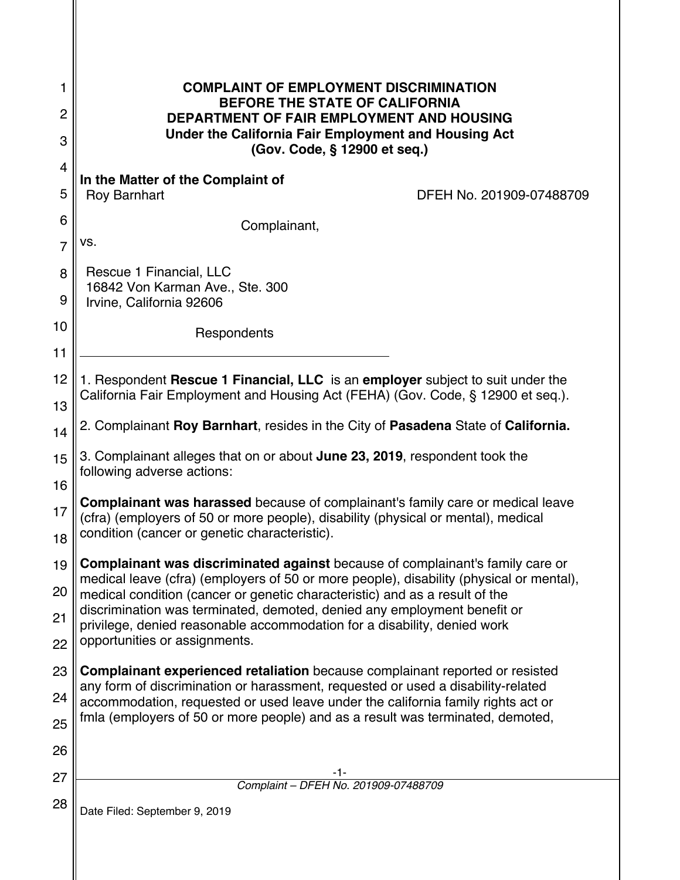**COMPLAINT OF EMPLOYMENT DISCRIMINATION**
**BEFORE THE STATE OF CALIFORNIA**
**DEPARTMENT OF FAIR EMPLOYMENT AND HOUSING**
**Under the California Fair Employment and Housing Act**
**(Gov. Code, § 12900 et seq.)**

**In the Matter of the Complaint of**
Roy Barnhart — DFEH No. 201909-07488709

Complainant,

vs.

Rescue 1 Financial, LLC
16842 Von Karman Ave., Ste. 300
Irvine, California 92606

Respondents

---

1. Respondent **Rescue 1 Financial, LLC** is an **employer** subject to suit under the California Fair Employment and Housing Act (FEHA) (Gov. Code, § 12900 et seq.).

2. Complainant **Roy Barnhart**, resides in the City of **Pasadena** State of **California.**

3. Complainant alleges that on or about **June 23, 2019**, respondent took the following adverse actions:

**Complainant was harassed** because of complainant's family care or medical leave (cfra) (employers of 50 or more people), disability (physical or mental), medical condition (cancer or genetic characteristic).

**Complainant was discriminated against** because of complainant's family care or medical leave (cfra) (employers of 50 or more people), disability (physical or mental), medical condition (cancer or genetic characteristic) and as a result of the discrimination was terminated, demoted, denied any employment benefit or privilege, denied reasonable accommodation for a disability, denied work opportunities or assignments.

**Complainant experienced retaliation** because complainant reported or resisted any form of discrimination or harassment, requested or used a disability-related accommodation, requested or used leave under the california family rights act or fmla (employers of 50 or more people) and as a result was terminated, demoted,

*Complaint – DFEH No. 201909-07488709*

Date Filed: September 9, 2019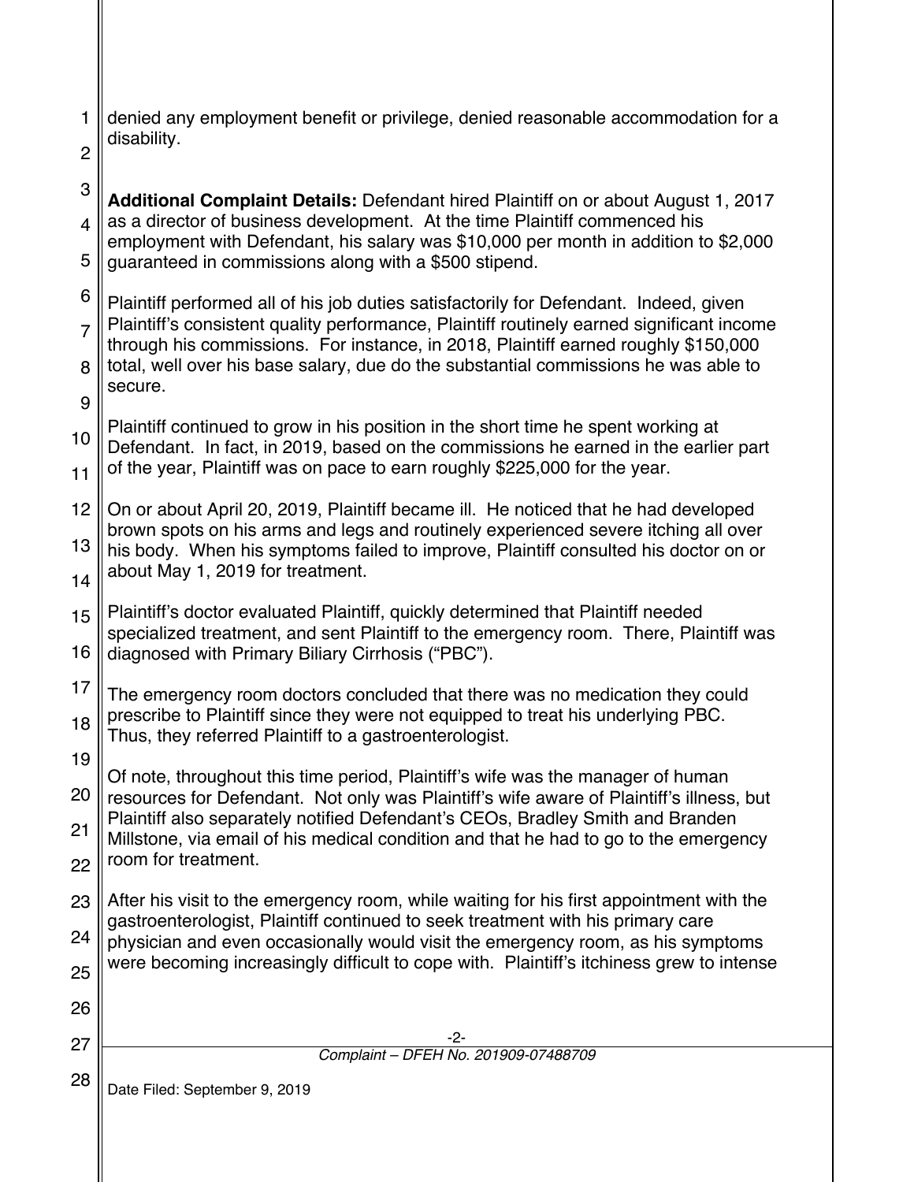denied any employment benefit or privilege, denied reasonable accommodation for a disability.

**Additional Complaint Details:** Defendant hired Plaintiff on or about August 1, 2017 as a director of business development. At the time Plaintiff commenced his employment with Defendant, his salary was $10,000 per month in addition to $2,000 guaranteed in commissions along with a $500 stipend.

Plaintiff performed all of his job duties satisfactorily for Defendant. Indeed, given Plaintiff's consistent quality performance, Plaintiff routinely earned significant income through his commissions. For instance, in 2018, Plaintiff earned roughly $150,000 total, well over his base salary, due do the substantial commissions he was able to secure.

Plaintiff continued to grow in his position in the short time he spent working at Defendant. In fact, in 2019, based on the commissions he earned in the earlier part of the year, Plaintiff was on pace to earn roughly $225,000 for the year.

On or about April 20, 2019, Plaintiff became ill. He noticed that he had developed brown spots on his arms and legs and routinely experienced severe itching all over his body. When his symptoms failed to improve, Plaintiff consulted his doctor on or about May 1, 2019 for treatment.

Plaintiff's doctor evaluated Plaintiff, quickly determined that Plaintiff needed specialized treatment, and sent Plaintiff to the emergency room. There, Plaintiff was diagnosed with Primary Biliary Cirrhosis ("PBC").

The emergency room doctors concluded that there was no medication they could prescribe to Plaintiff since they were not equipped to treat his underlying PBC. Thus, they referred Plaintiff to a gastroenterologist.

Of note, throughout this time period, Plaintiff's wife was the manager of human resources for Defendant. Not only was Plaintiff's wife aware of Plaintiff's illness, but Plaintiff also separately notified Defendant's CEOs, Bradley Smith and Branden Millstone, via email of his medical condition and that he had to go to the emergency room for treatment.

After his visit to the emergency room, while waiting for his first appointment with the gastroenterologist, Plaintiff continued to seek treatment with his primary care physician and even occasionally would visit the emergency room, as his symptoms were becoming increasingly difficult to cope with. Plaintiff's itchiness grew to intense

*Complaint – DFEH No. 201909-07488709*

Date Filed: September 9, 2019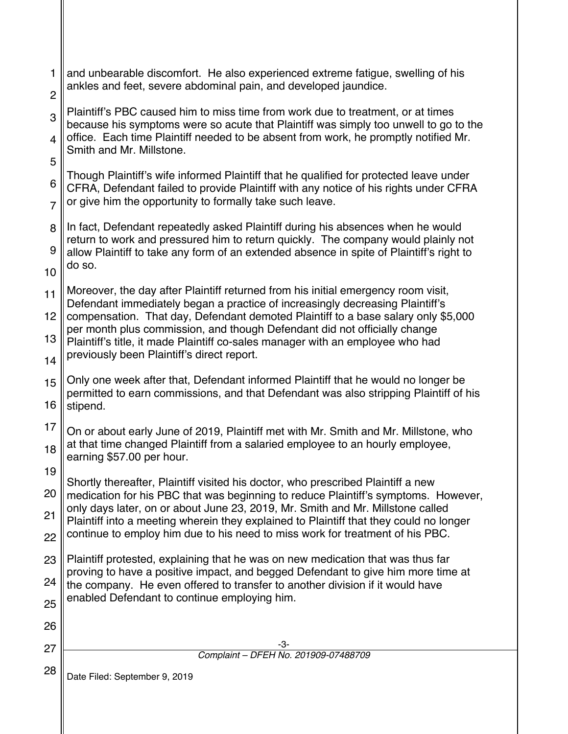and unbearable discomfort. He also experienced extreme fatigue, swelling of his ankles and feet, severe abdominal pain, and developed jaundice.

Plaintiff's PBC caused him to miss time from work due to treatment, or at times because his symptoms were so acute that Plaintiff was simply too unwell to go to the office. Each time Plaintiff needed to be absent from work, he promptly notified Mr. Smith and Mr. Millstone.

Though Plaintiff's wife informed Plaintiff that he qualified for protected leave under CFRA, Defendant failed to provide Plaintiff with any notice of his rights under CFRA or give him the opportunity to formally take such leave.

In fact, Defendant repeatedly asked Plaintiff during his absences when he would return to work and pressured him to return quickly. The company would plainly not allow Plaintiff to take any form of an extended absence in spite of Plaintiff's right to do so.

Moreover, the day after Plaintiff returned from his initial emergency room visit, Defendant immediately began a practice of increasingly decreasing Plaintiff's compensation. That day, Defendant demoted Plaintiff to a base salary only $5,000 per month plus commission, and though Defendant did not officially change Plaintiff's title, it made Plaintiff co-sales manager with an employee who had previously been Plaintiff's direct report.

Only one week after that, Defendant informed Plaintiff that he would no longer be permitted to earn commissions, and that Defendant was also stripping Plaintiff of his stipend.

On or about early June of 2019, Plaintiff met with Mr. Smith and Mr. Millstone, who at that time changed Plaintiff from a salaried employee to an hourly employee, earning $57.00 per hour.

Shortly thereafter, Plaintiff visited his doctor, who prescribed Plaintiff a new medication for his PBC that was beginning to reduce Plaintiff's symptoms. However, only days later, on or about June 23, 2019, Mr. Smith and Mr. Millstone called Plaintiff into a meeting wherein they explained to Plaintiff that they could no longer continue to employ him due to his need to miss work for treatment of his PBC.

Plaintiff protested, explaining that he was on new medication that was thus far proving to have a positive impact, and begged Defendant to give him more time at the company. He even offered to transfer to another division if it would have enabled Defendant to continue employing him.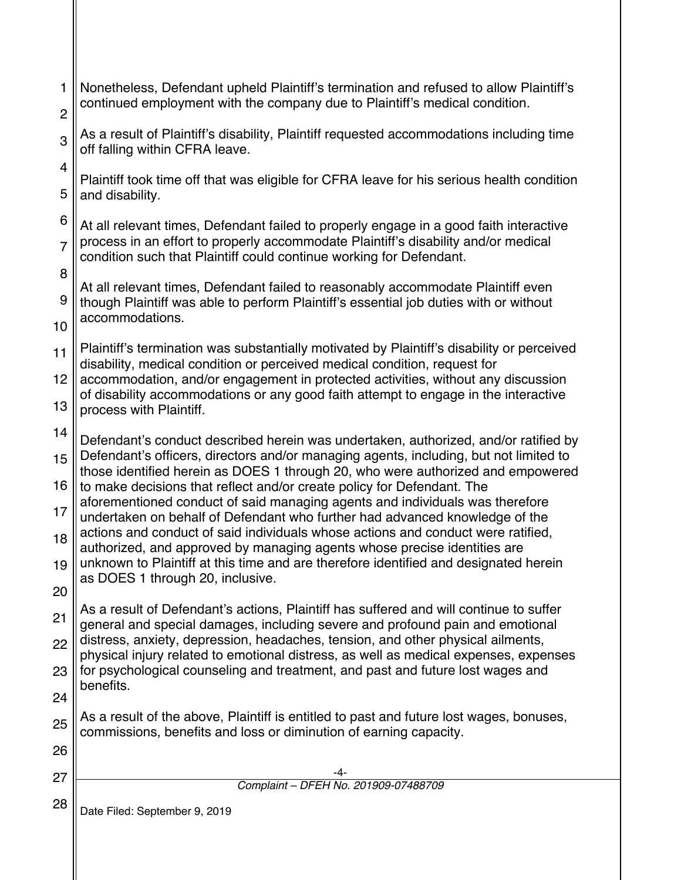Nonetheless, Defendant upheld Plaintiff's termination and refused to allow Plaintiff's continued employment with the company due to Plaintiff's medical condition.

As a result of Plaintiff's disability, Plaintiff requested accommodations including time off falling within CFRA leave.

Plaintiff took time off that was eligible for CFRA leave for his serious health condition and disability.

At all relevant times, Defendant failed to properly engage in a good faith interactive process in an effort to properly accommodate Plaintiff's disability and/or medical condition such that Plaintiff could continue working for Defendant.

At all relevant times, Defendant failed to reasonably accommodate Plaintiff even though Plaintiff was able to perform Plaintiff's essential job duties with or without accommodations.

Plaintiff's termination was substantially motivated by Plaintiff's disability or perceived disability, medical condition or perceived medical condition, request for accommodation, and/or engagement in protected activities, without any discussion of disability accommodations or any good faith attempt to engage in the interactive process with Plaintiff.

Defendant's conduct described herein was undertaken, authorized, and/or ratified by Defendant's officers, directors and/or managing agents, including, but not limited to those identified herein as DOES 1 through 20, who were authorized and empowered to make decisions that reflect and/or create policy for Defendant. The aforementioned conduct of said managing agents and individuals was therefore undertaken on behalf of Defendant who further had advanced knowledge of the actions and conduct of said individuals whose actions and conduct were ratified, authorized, and approved by managing agents whose precise identities are unknown to Plaintiff at this time and are therefore identified and designated herein as DOES 1 through 20, inclusive.

As a result of Defendant's actions, Plaintiff has suffered and will continue to suffer general and special damages, including severe and profound pain and emotional distress, anxiety, depression, headaches, tension, and other physical ailments, physical injury related to emotional distress, as well as medical expenses, expenses for psychological counseling and treatment, and past and future lost wages and benefits.

As a result of the above, Plaintiff is entitled to past and future lost wages, bonuses, commissions, benefits and loss or diminution of earning capacity.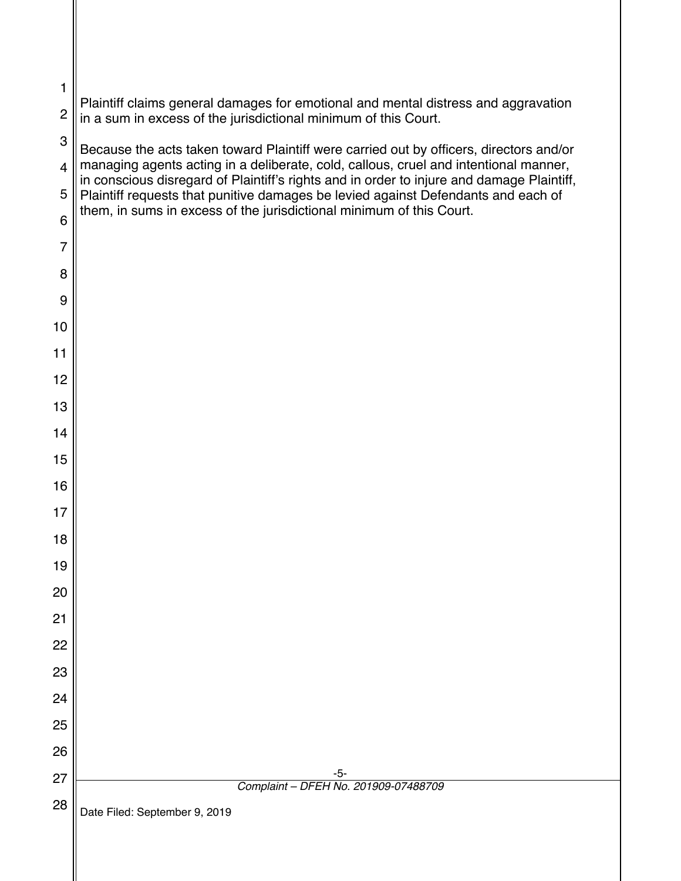Plaintiff claims general damages for emotional and mental distress and aggravation in a sum in excess of the jurisdictional minimum of this Court.

Because the acts taken toward Plaintiff were carried out by officers, directors and/or managing agents acting in a deliberate, cold, callous, cruel and intentional manner, in conscious disregard of Plaintiff's rights and in order to injure and damage Plaintiff, Plaintiff requests that punitive damages be levied against Defendants and each of them, in sums in excess of the jurisdictional minimum of this Court.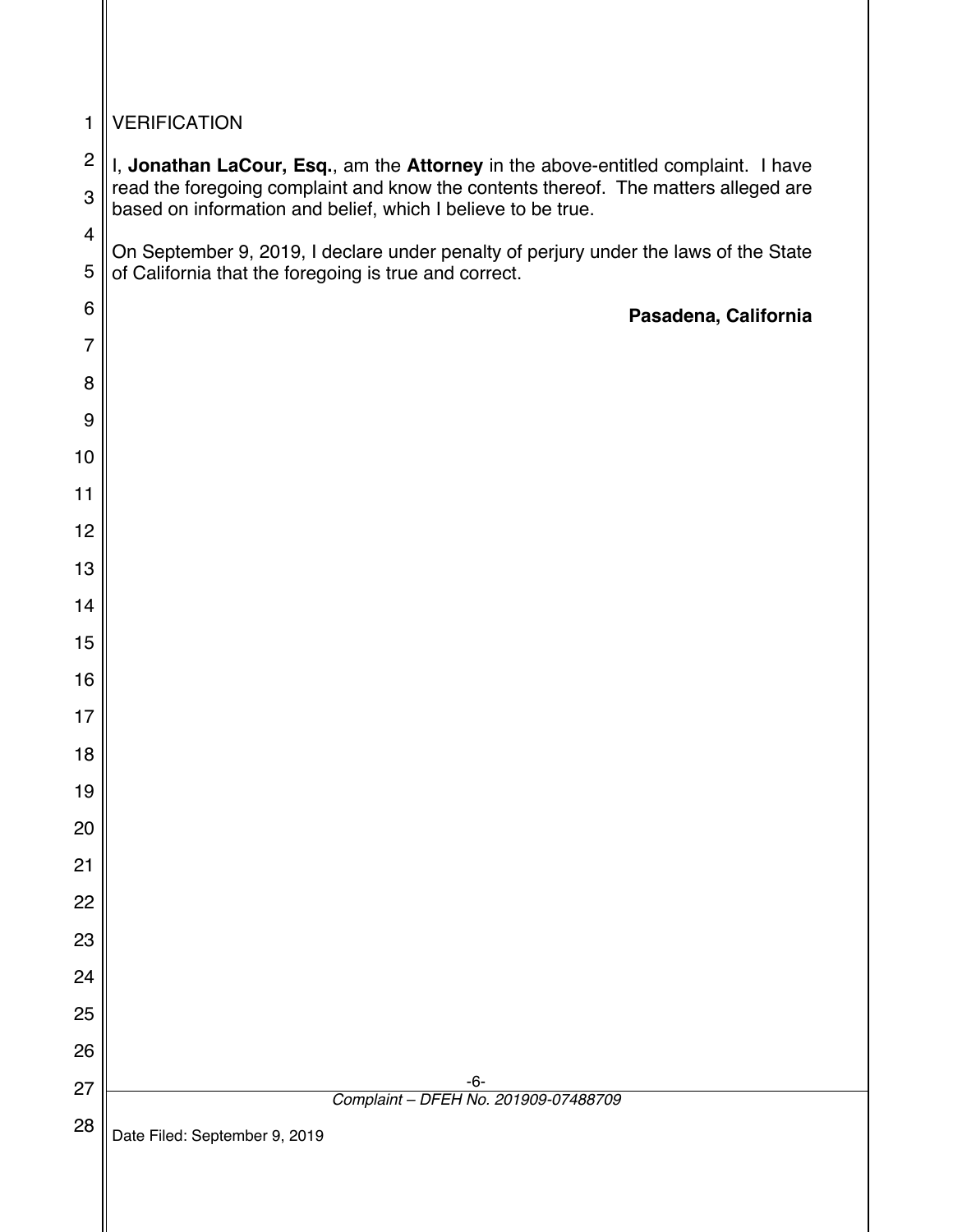VERIFICATION

I, **Jonathan LaCour, Esq.**, am the **Attorney** in the above-entitled complaint. I have read the foregoing complaint and know the contents thereof. The matters alleged are based on information and belief, which I believe to be true.

On September 9, 2019, I declare under penalty of perjury under the laws of the State of California that the foregoing is true and correct.

**Pasadena, California**

*Complaint – DFEH No. 201909-07488709*

Date Filed: September 9, 2019